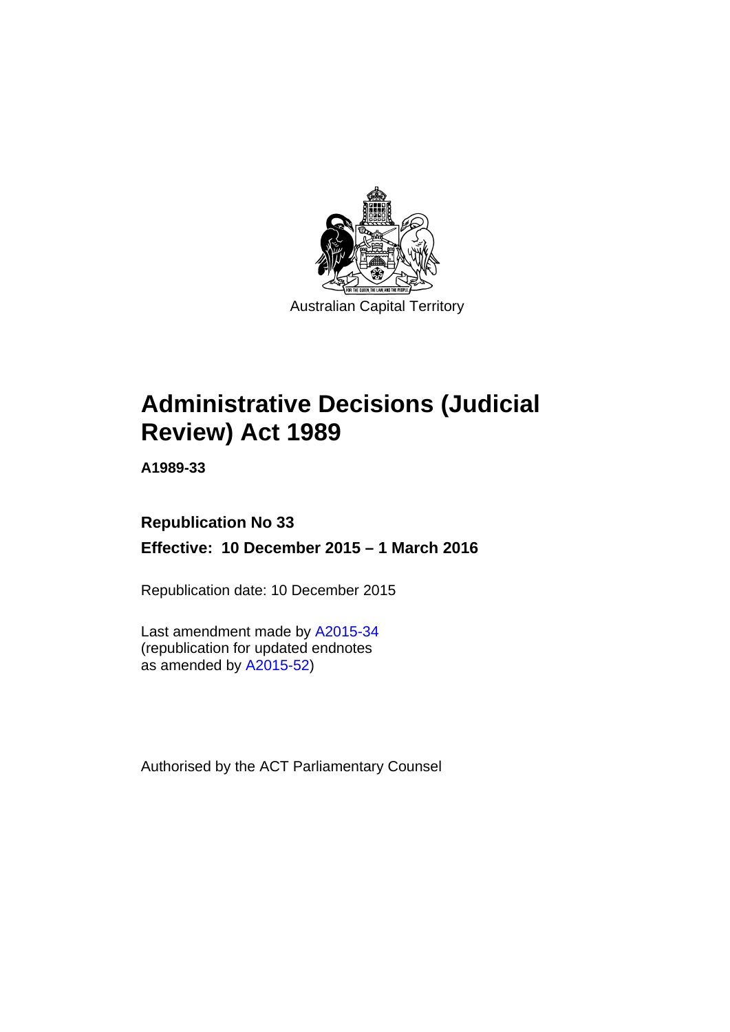Australian Capital Territory

# Administrative Decisions (Judicial Review) Act 1989

**A1989-33**

**Republication No 33**

**Effective: 10 December 2015 – 1 March 2016**

Republication date: 10 December 2015

Last amendment made by A2015-34
(republication for updated endnotes
as amended by A2015-52)

Authorised by the ACT Parliamentary Counsel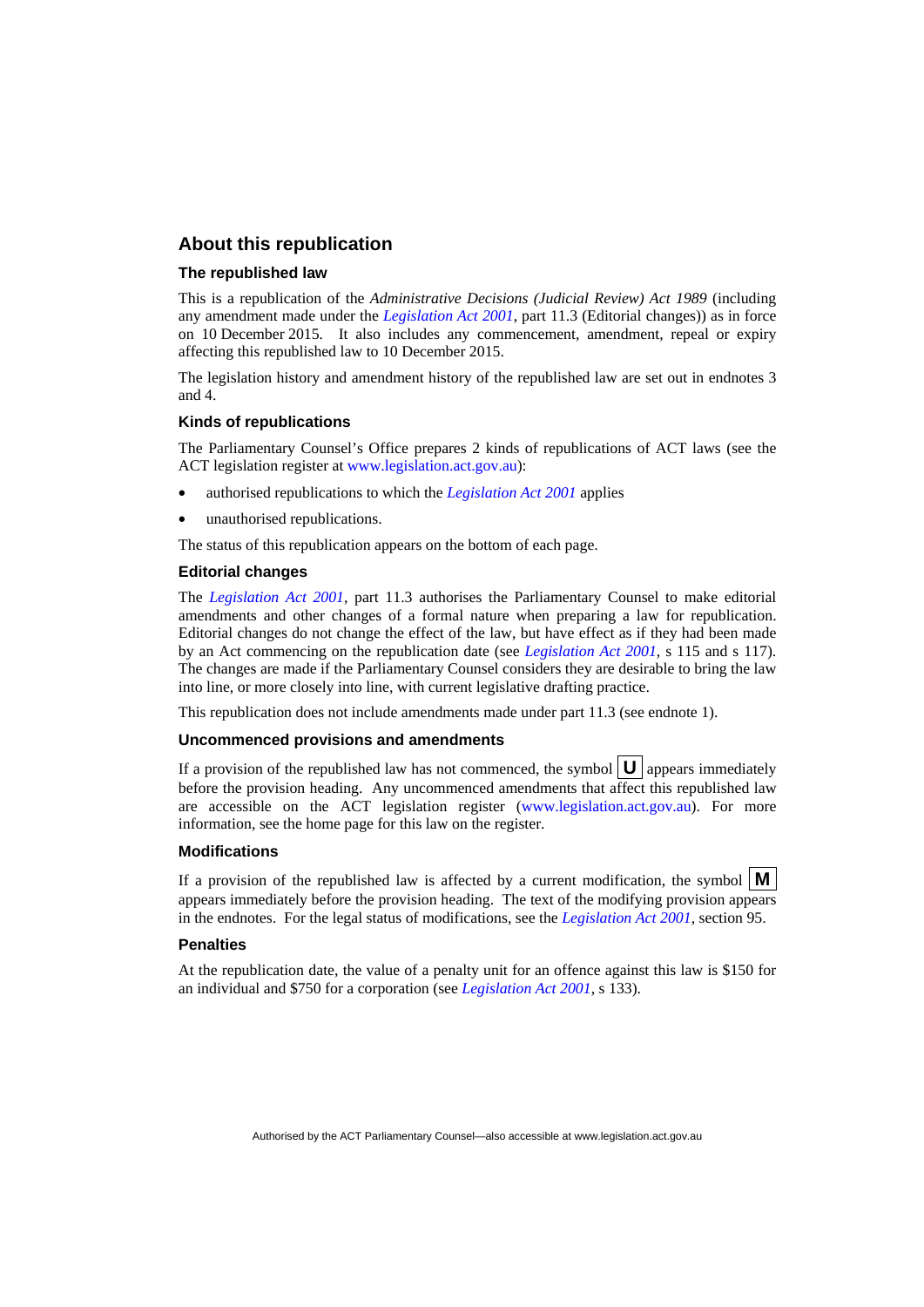## About this republication

### The republished law

This is a republication of the *Administrative Decisions (Judicial Review) Act 1989* (including any amendment made under the *Legislation Act 2001*, part 11.3 (Editorial changes)) as in force on 10 December 2015. It also includes any commencement, amendment, repeal or expiry affecting this republished law to 10 December 2015.

The legislation history and amendment history of the republished law are set out in endnotes 3 and 4.

### Kinds of republications

The Parliamentary Counsel's Office prepares 2 kinds of republications of ACT laws (see the ACT legislation register at www.legislation.act.gov.au):

- authorised republications to which the *Legislation Act 2001* applies
- unauthorised republications.

The status of this republication appears on the bottom of each page.

### Editorial changes

The *Legislation Act 2001*, part 11.3 authorises the Parliamentary Counsel to make editorial amendments and other changes of a formal nature when preparing a law for republication. Editorial changes do not change the effect of the law, but have effect as if they had been made by an Act commencing on the republication date (see *Legislation Act 2001*, s 115 and s 117). The changes are made if the Parliamentary Counsel considers they are desirable to bring the law into line, or more closely into line, with current legislative drafting practice.

This republication does not include amendments made under part 11.3 (see endnote 1).

### Uncommenced provisions and amendments

If a provision of the republished law has not commenced, the symbol **U** appears immediately before the provision heading. Any uncommenced amendments that affect this republished law are accessible on the ACT legislation register (www.legislation.act.gov.au). For more information, see the home page for this law on the register.

### Modifications

If a provision of the republished law is affected by a current modification, the symbol **M** appears immediately before the provision heading. The text of the modifying provision appears in the endnotes. For the legal status of modifications, see the *Legislation Act 2001*, section 95.

### Penalties

At the republication date, the value of a penalty unit for an offence against this law is $150 for an individual and $750 for a corporation (see *Legislation Act 2001*, s 133).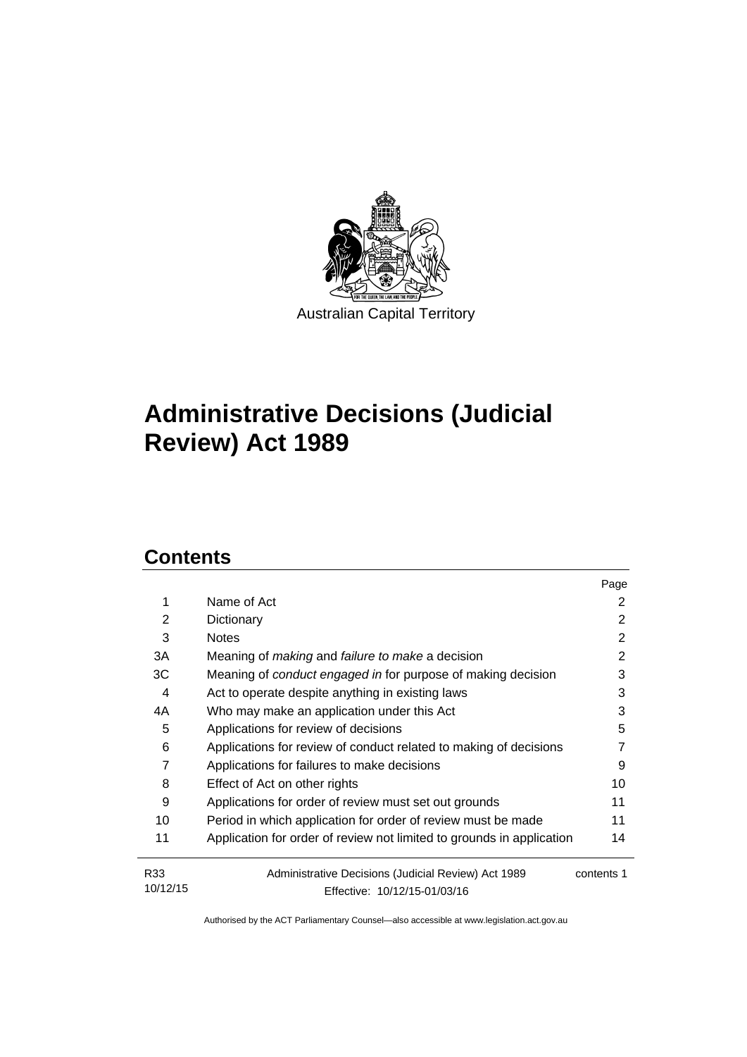Australian Capital Territory

# Administrative Decisions (Judicial Review) Act 1989

## Contents

| | | Page |
|---|---|---|
| 1 | Name of Act | 2 |
| 2 | Dictionary | 2 |
| 3 | Notes | 2 |
| 3A | Meaning of *making* and *failure to make* a decision | 2 |
| 3C | Meaning of *conduct engaged in* for purpose of making decision | 3 |
| 4 | Act to operate despite anything in existing laws | 3 |
| 4A | Who may make an application under this Act | 3 |
| 5 | Applications for review of decisions | 5 |
| 6 | Applications for review of conduct related to making of decisions | 7 |
| 7 | Applications for failures to make decisions | 9 |
| 8 | Effect of Act on other rights | 10 |
| 9 | Applications for order of review must set out grounds | 11 |
| 10 | Period in which application for order of review must be made | 11 |
| 11 | Application for order of review not limited to grounds in application | 14 |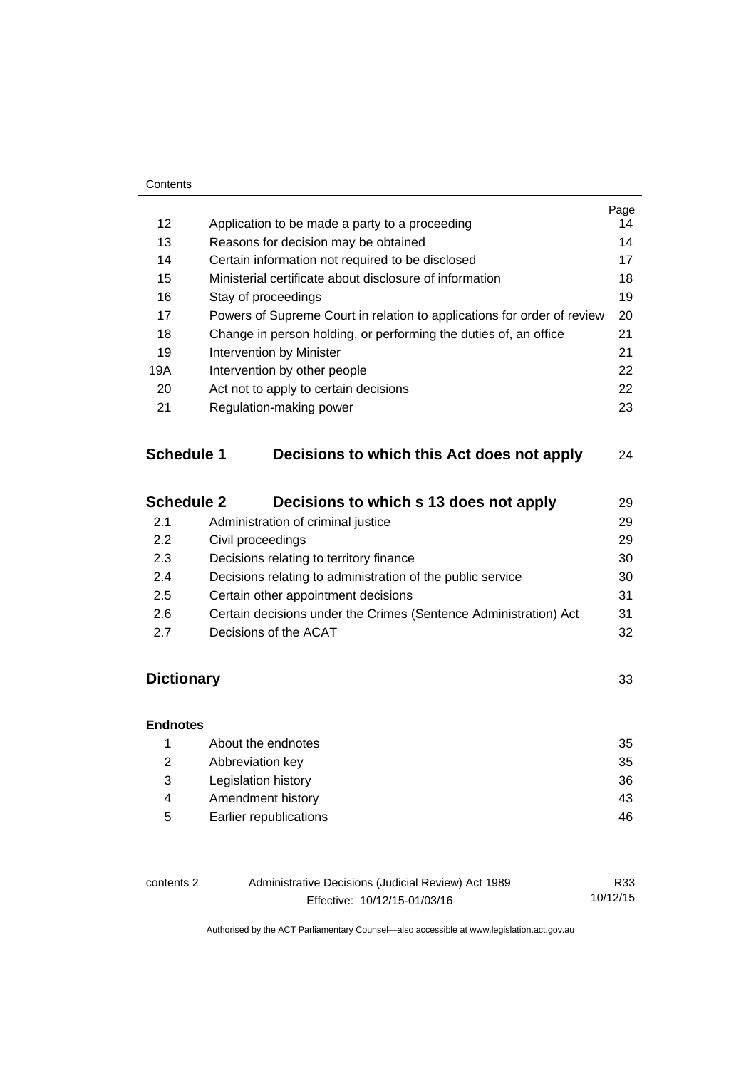| | | Page |
|---|---|---|
| 12 | Application to be made a party to a proceeding | 14 |
| 13 | Reasons for decision may be obtained | 14 |
| 14 | Certain information not required to be disclosed | 17 |
| 15 | Ministerial certificate about disclosure of information | 18 |
| 16 | Stay of proceedings | 19 |
| 17 | Powers of Supreme Court in relation to applications for order of review | 20 |
| 18 | Change in person holding, or performing the duties of, an office | 21 |
| 19 | Intervention by Minister | 21 |
| 19A | Intervention by other people | 22 |
| 20 | Act not to apply to certain decisions | 22 |
| 21 | Regulation-making power | 23 |

## Schedule 1 Decisions to which this Act does not apply 24

## Schedule 2 Decisions to which s 13 does not apply 29

| | | |
|---|---|---|
| 2.1 | Administration of criminal justice | 29 |
| 2.2 | Civil proceedings | 29 |
| 2.3 | Decisions relating to territory finance | 30 |
| 2.4 | Decisions relating to administration of the public service | 30 |
| 2.5 | Certain other appointment decisions | 31 |
| 2.6 | Certain decisions under the Crimes (Sentence Administration) Act | 31 |
| 2.7 | Decisions of the ACAT | 32 |

## Dictionary 33

**Endnotes**

| | | |
|---|---|---|
| 1 | About the endnotes | 35 |
| 2 | Abbreviation key | 35 |
| 3 | Legislation history | 36 |
| 4 | Amendment history | 43 |
| 5 | Earlier republications | 46 |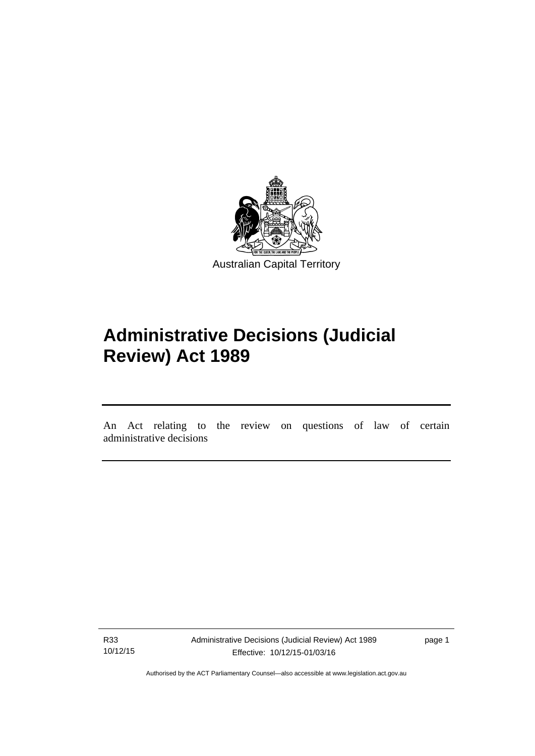Australian Capital Territory

# Administrative Decisions (Judicial Review) Act 1989

An Act relating to the review on questions of law of certain administrative decisions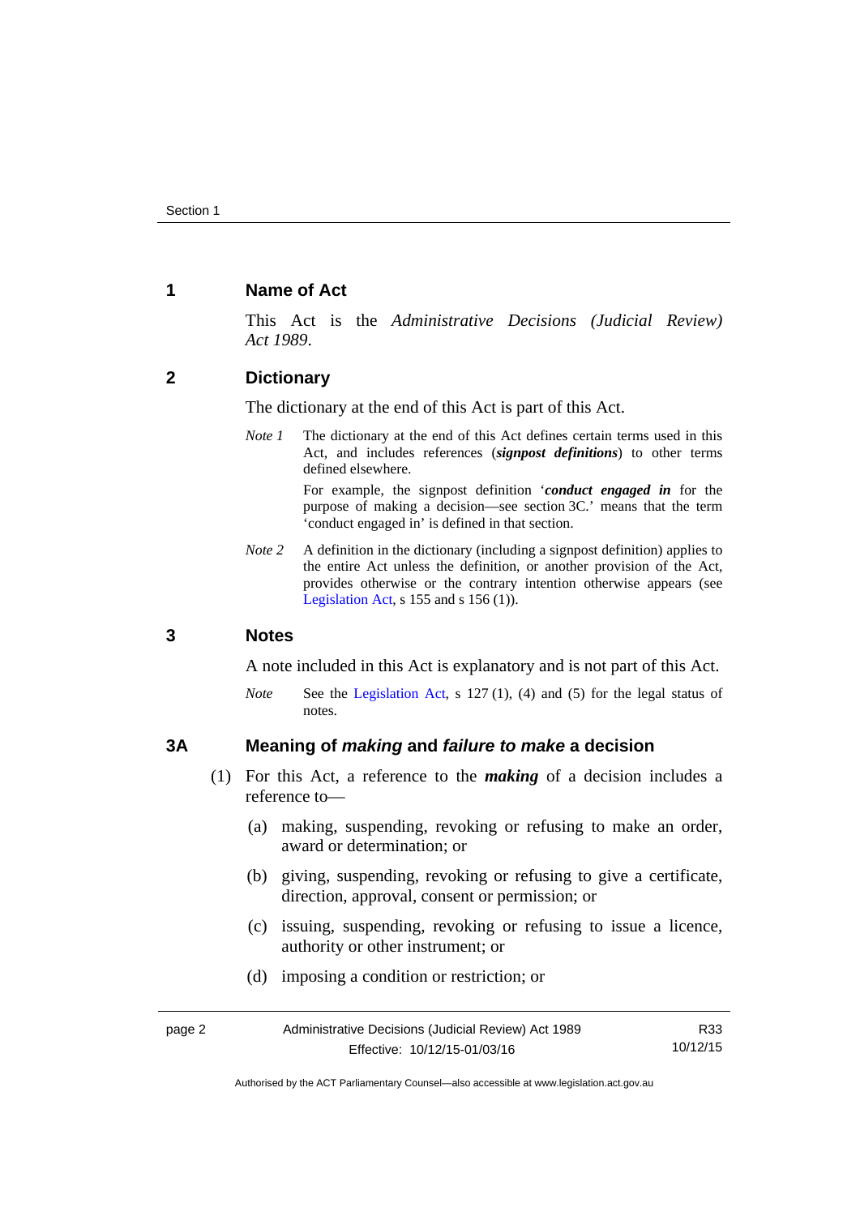## 1 Name of Act

This Act is the *Administrative Decisions (Judicial Review) Act 1989*.

## 2 Dictionary

The dictionary at the end of this Act is part of this Act.

*Note 1* The dictionary at the end of this Act defines certain terms used in this Act, and includes references (***signpost definitions***) to other terms defined elsewhere.

For example, the signpost definition '***conduct engaged in*** for the purpose of making a decision—see section 3C.' means that the term 'conduct engaged in' is defined in that section.

*Note 2* A definition in the dictionary (including a signpost definition) applies to the entire Act unless the definition, or another provision of the Act, provides otherwise or the contrary intention otherwise appears (see Legislation Act, s 155 and s 156 (1)).

## 3 Notes

A note included in this Act is explanatory and is not part of this Act.

*Note* See the Legislation Act, s 127 (1), (4) and (5) for the legal status of notes.

## 3A Meaning of *making* and *failure to make* a decision

(1) For this Act, a reference to the ***making*** of a decision includes a reference to—

(a) making, suspending, revoking or refusing to make an order, award or determination; or

(b) giving, suspending, revoking or refusing to give a certificate, direction, approval, consent or permission; or

(c) issuing, suspending, revoking or refusing to issue a licence, authority or other instrument; or

(d) imposing a condition or restriction; or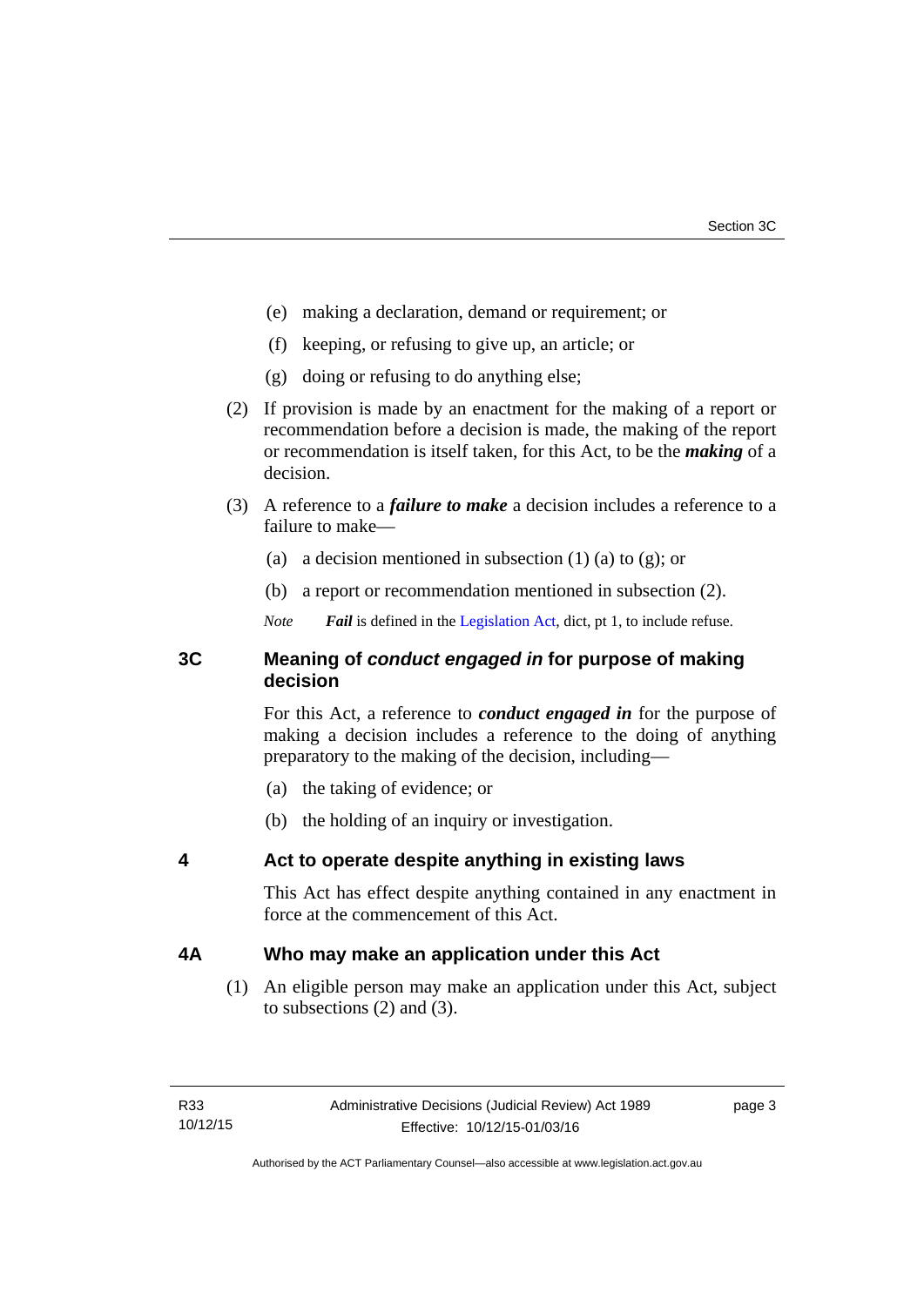(e) making a declaration, demand or requirement; or

(f) keeping, or refusing to give up, an article; or

(g) doing or refusing to do anything else;

(2) If provision is made by an enactment for the making of a report or recommendation before a decision is made, the making of the report or recommendation is itself taken, for this Act, to be the ***making*** of a decision.

(3) A reference to a ***failure to make*** a decision includes a reference to a failure to make—

(a) a decision mentioned in subsection (1) (a) to (g); or

(b) a report or recommendation mentioned in subsection (2).

*Note* ***Fail*** is defined in the Legislation Act, dict, pt 1, to include refuse.

## 3C Meaning of *conduct engaged in* for purpose of making decision

For this Act, a reference to ***conduct engaged in*** for the purpose of making a decision includes a reference to the doing of anything preparatory to the making of the decision, including—

(a) the taking of evidence; or

(b) the holding of an inquiry or investigation.

## 4 Act to operate despite anything in existing laws

This Act has effect despite anything contained in any enactment in force at the commencement of this Act.

## 4A Who may make an application under this Act

(1) An eligible person may make an application under this Act, subject to subsections (2) and (3).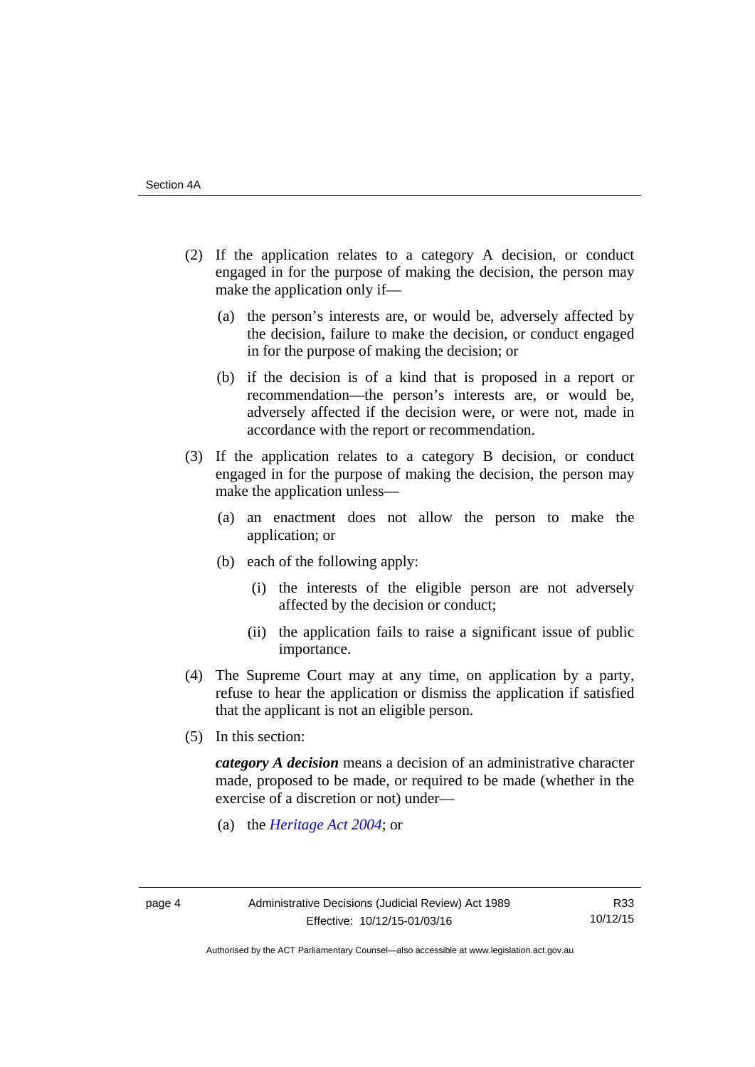(2) If the application relates to a category A decision, or conduct engaged in for the purpose of making the decision, the person may make the application only if—

  (a) the person's interests are, or would be, adversely affected by the decision, failure to make the decision, or conduct engaged in for the purpose of making the decision; or

  (b) if the decision is of a kind that is proposed in a report or recommendation—the person's interests are, or would be, adversely affected if the decision were, or were not, made in accordance with the report or recommendation.

(3) If the application relates to a category B decision, or conduct engaged in for the purpose of making the decision, the person may make the application unless—

  (a) an enactment does not allow the person to make the application; or

  (b) each of the following apply:

    (i) the interests of the eligible person are not adversely affected by the decision or conduct;

    (ii) the application fails to raise a significant issue of public importance.

(4) The Supreme Court may at any time, on application by a party, refuse to hear the application or dismiss the application if satisfied that the applicant is not an eligible person.

(5) In this section:

***category A decision*** means a decision of an administrative character made, proposed to be made, or required to be made (whether in the exercise of a discretion or not) under—

  (a) the *Heritage Act 2004*; or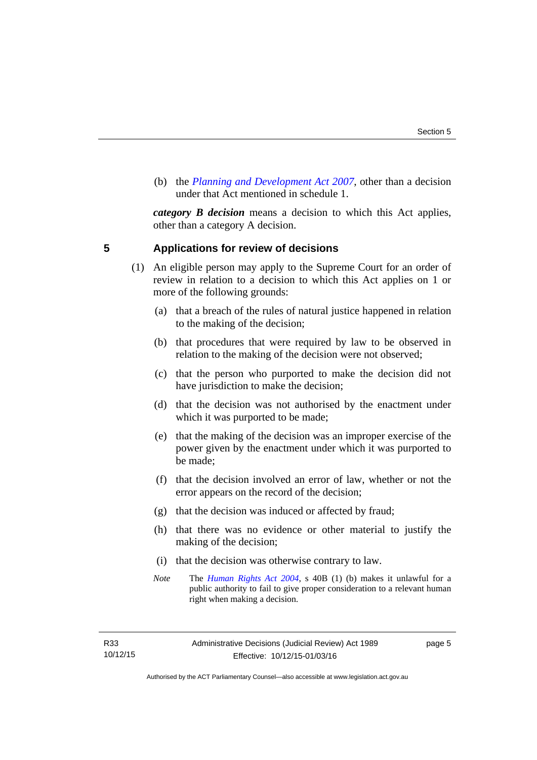(b) the *Planning and Development Act 2007*, other than a decision under that Act mentioned in schedule 1.

***category B decision*** means a decision to which this Act applies, other than a category A decision.

## 5 Applications for review of decisions

(1) An eligible person may apply to the Supreme Court for an order of review in relation to a decision to which this Act applies on 1 or more of the following grounds:

(a) that a breach of the rules of natural justice happened in relation to the making of the decision;

(b) that procedures that were required by law to be observed in relation to the making of the decision were not observed;

(c) that the person who purported to make the decision did not have jurisdiction to make the decision;

(d) that the decision was not authorised by the enactment under which it was purported to be made;

(e) that the making of the decision was an improper exercise of the power given by the enactment under which it was purported to be made;

(f) that the decision involved an error of law, whether or not the error appears on the record of the decision;

(g) that the decision was induced or affected by fraud;

(h) that there was no evidence or other material to justify the making of the decision;

(i) that the decision was otherwise contrary to law.

*Note* The *Human Rights Act 2004*, s 40B (1) (b) makes it unlawful for a public authority to fail to give proper consideration to a relevant human right when making a decision.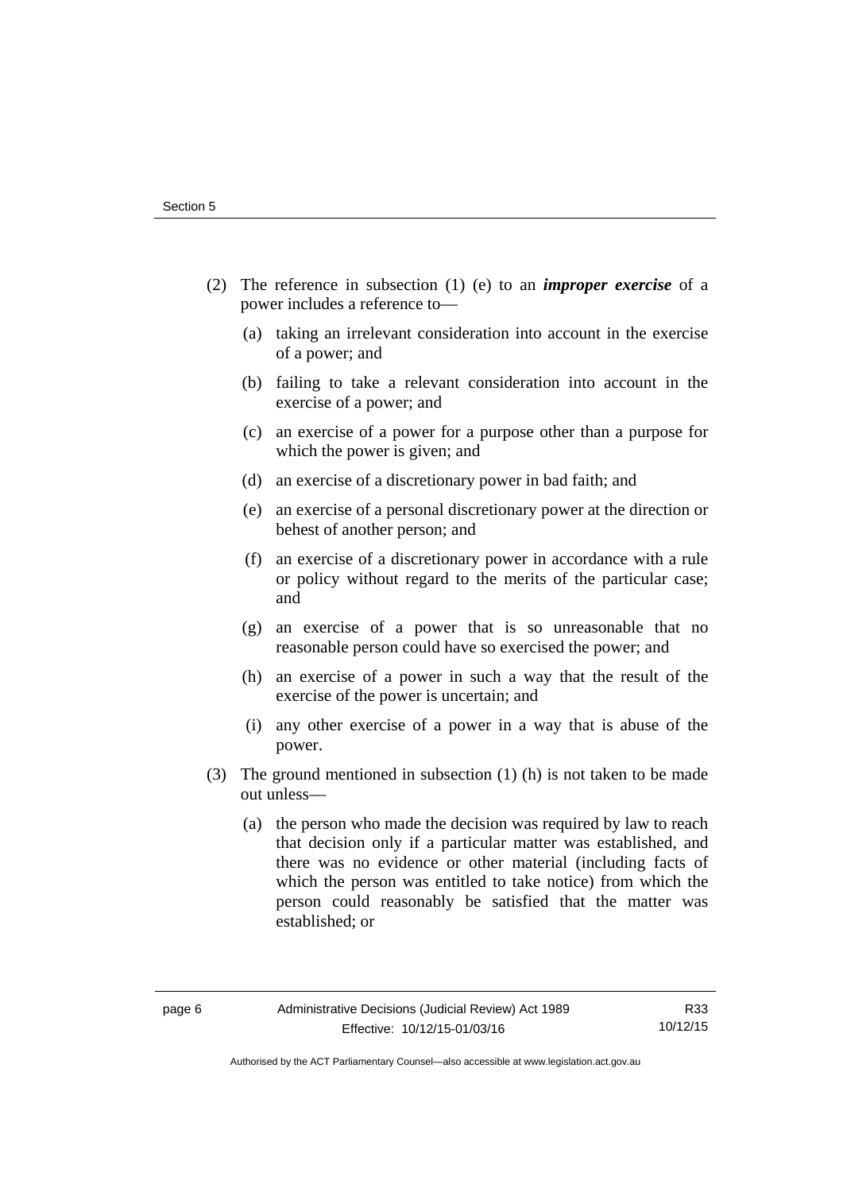(2) The reference in subsection (1) (e) to an ***improper exercise*** of a power includes a reference to—

(a) taking an irrelevant consideration into account in the exercise of a power; and

(b) failing to take a relevant consideration into account in the exercise of a power; and

(c) an exercise of a power for a purpose other than a purpose for which the power is given; and

(d) an exercise of a discretionary power in bad faith; and

(e) an exercise of a personal discretionary power at the direction or behest of another person; and

(f) an exercise of a discretionary power in accordance with a rule or policy without regard to the merits of the particular case; and

(g) an exercise of a power that is so unreasonable that no reasonable person could have so exercised the power; and

(h) an exercise of a power in such a way that the result of the exercise of the power is uncertain; and

(i) any other exercise of a power in a way that is abuse of the power.

(3) The ground mentioned in subsection (1) (h) is not taken to be made out unless—

(a) the person who made the decision was required by law to reach that decision only if a particular matter was established, and there was no evidence or other material (including facts of which the person was entitled to take notice) from which the person could reasonably be satisfied that the matter was established; or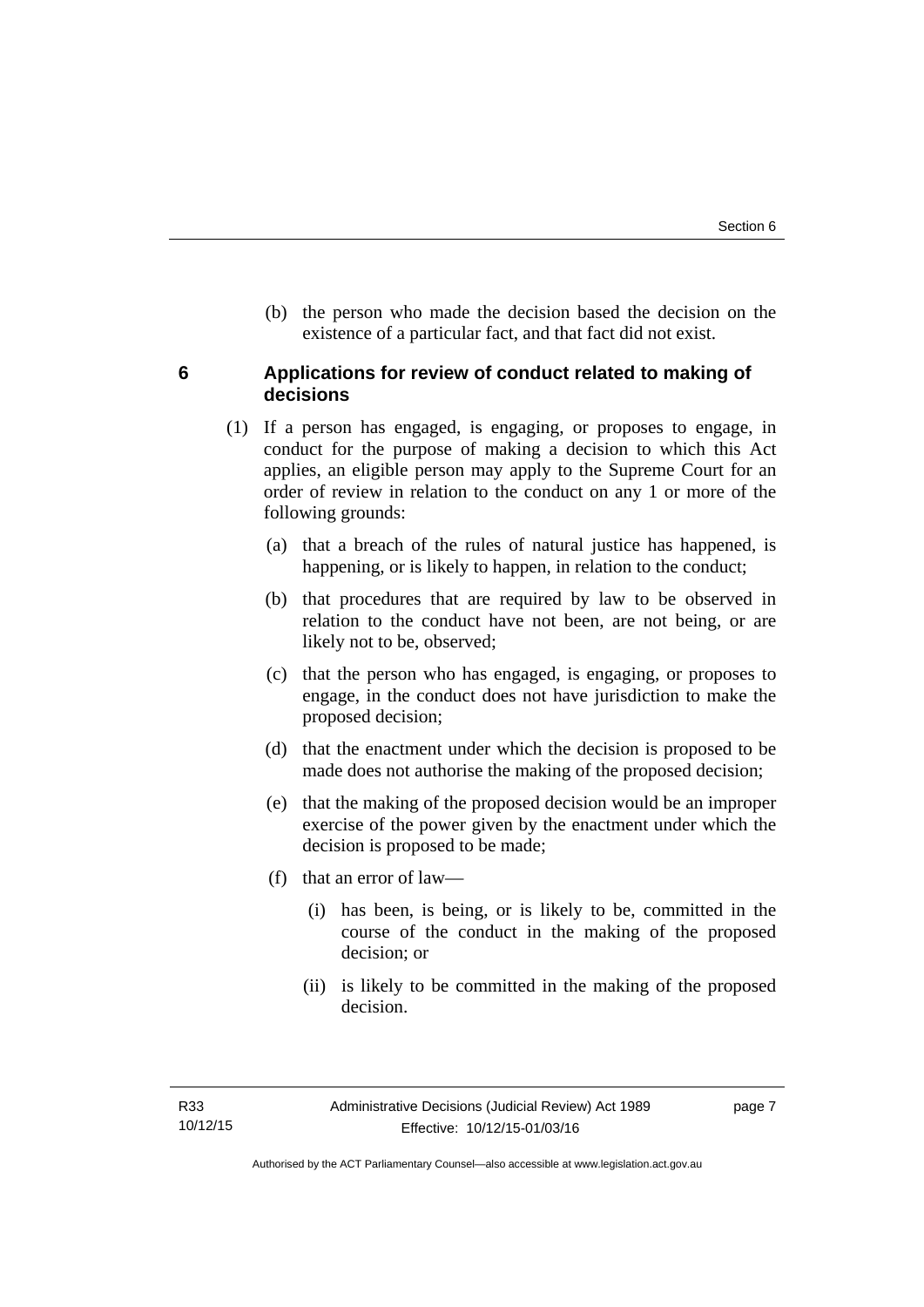(b) the person who made the decision based the decision on the existence of a particular fact, and that fact did not exist.

## 6 Applications for review of conduct related to making of decisions

(1) If a person has engaged, is engaging, or proposes to engage, in conduct for the purpose of making a decision to which this Act applies, an eligible person may apply to the Supreme Court for an order of review in relation to the conduct on any 1 or more of the following grounds:

(a) that a breach of the rules of natural justice has happened, is happening, or is likely to happen, in relation to the conduct;

(b) that procedures that are required by law to be observed in relation to the conduct have not been, are not being, or are likely not to be, observed;

(c) that the person who has engaged, is engaging, or proposes to engage, in the conduct does not have jurisdiction to make the proposed decision;

(d) that the enactment under which the decision is proposed to be made does not authorise the making of the proposed decision;

(e) that the making of the proposed decision would be an improper exercise of the power given by the enactment under which the decision is proposed to be made;

(f) that an error of law—

(i) has been, is being, or is likely to be, committed in the course of the conduct in the making of the proposed decision; or

(ii) is likely to be committed in the making of the proposed decision.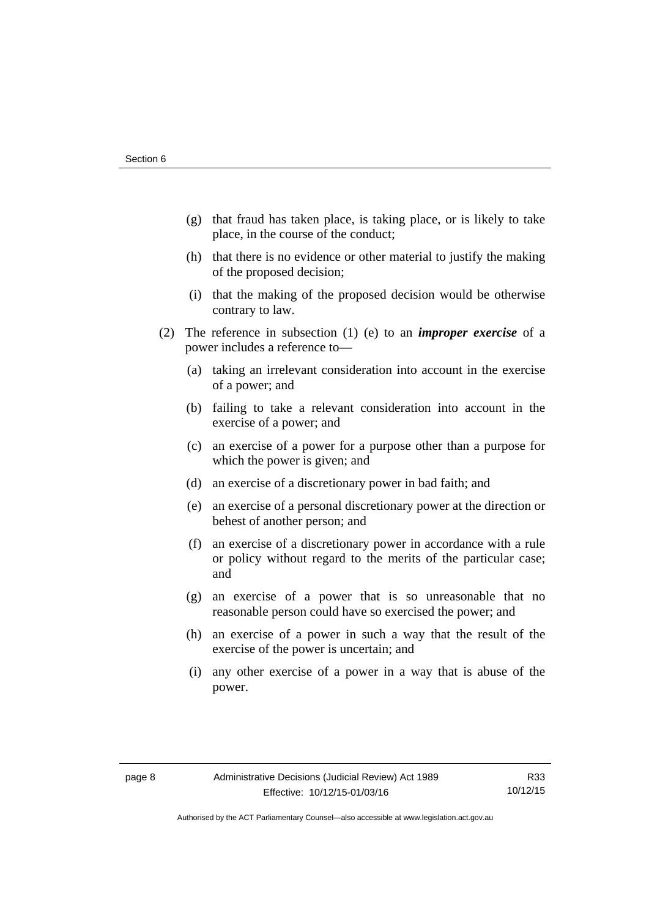(g) that fraud has taken place, is taking place, or is likely to take place, in the course of the conduct;

(h) that there is no evidence or other material to justify the making of the proposed decision;

(i) that the making of the proposed decision would be otherwise contrary to law.

(2) The reference in subsection (1) (e) to an ***improper exercise*** of a power includes a reference to—

(a) taking an irrelevant consideration into account in the exercise of a power; and

(b) failing to take a relevant consideration into account in the exercise of a power; and

(c) an exercise of a power for a purpose other than a purpose for which the power is given; and

(d) an exercise of a discretionary power in bad faith; and

(e) an exercise of a personal discretionary power at the direction or behest of another person; and

(f) an exercise of a discretionary power in accordance with a rule or policy without regard to the merits of the particular case; and

(g) an exercise of a power that is so unreasonable that no reasonable person could have so exercised the power; and

(h) an exercise of a power in such a way that the result of the exercise of the power is uncertain; and

(i) any other exercise of a power in a way that is abuse of the power.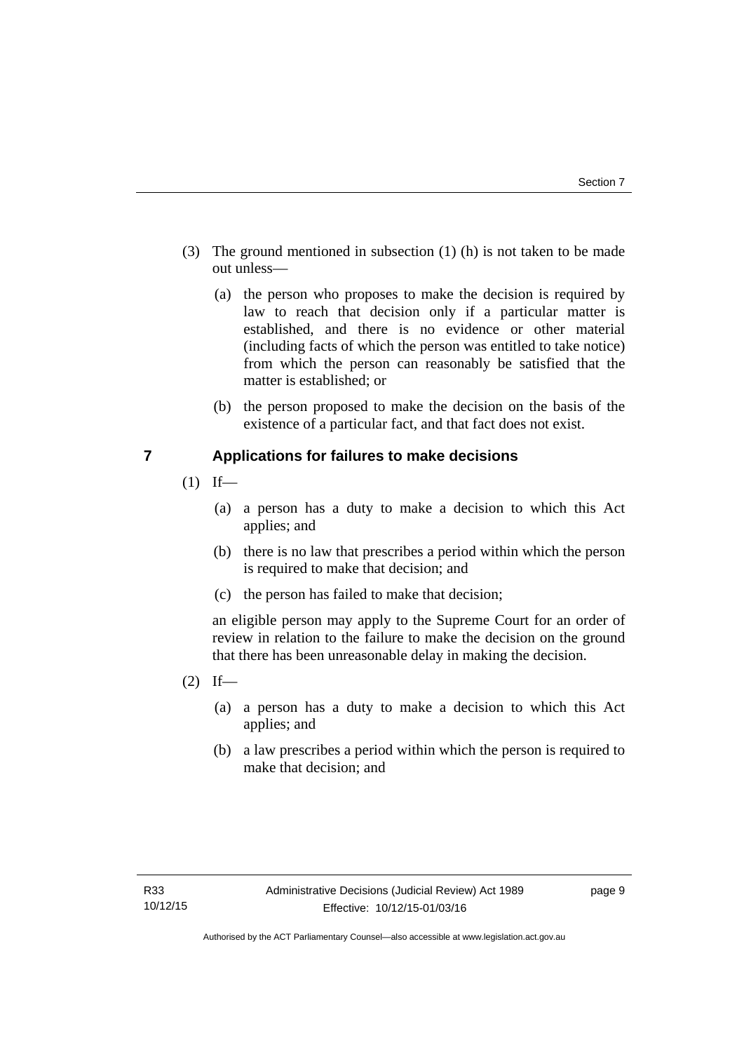(3) The ground mentioned in subsection (1) (h) is not taken to be made out unless—

   (a) the person who proposes to make the decision is required by law to reach that decision only if a particular matter is established, and there is no evidence or other material (including facts of which the person was entitled to take notice) from which the person can reasonably be satisfied that the matter is established; or

   (b) the person proposed to make the decision on the basis of the existence of a particular fact, and that fact does not exist.

## 7 Applications for failures to make decisions

(1) If—

   (a) a person has a duty to make a decision to which this Act applies; and

   (b) there is no law that prescribes a period within which the person is required to make that decision; and

   (c) the person has failed to make that decision;

   an eligible person may apply to the Supreme Court for an order of review in relation to the failure to make the decision on the ground that there has been unreasonable delay in making the decision.

(2) If—

   (a) a person has a duty to make a decision to which this Act applies; and

   (b) a law prescribes a period within which the person is required to make that decision; and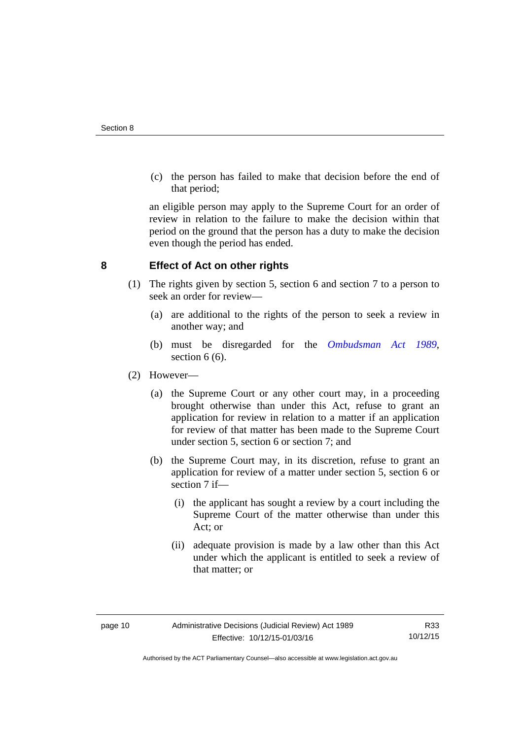(c) the person has failed to make that decision before the end of that period;

an eligible person may apply to the Supreme Court for an order of review in relation to the failure to make the decision within that period on the ground that the person has a duty to make the decision even though the period has ended.

## 8 Effect of Act on other rights

(1) The rights given by section 5, section 6 and section 7 to a person to seek an order for review—

(a) are additional to the rights of the person to seek a review in another way; and

(b) must be disregarded for the *Ombudsman Act 1989*, section 6 (6).

(2) However—

(a) the Supreme Court or any other court may, in a proceeding brought otherwise than under this Act, refuse to grant an application for review in relation to a matter if an application for review of that matter has been made to the Supreme Court under section 5, section 6 or section 7; and

(b) the Supreme Court may, in its discretion, refuse to grant an application for review of a matter under section 5, section 6 or section 7 if—

(i) the applicant has sought a review by a court including the Supreme Court of the matter otherwise than under this Act; or

(ii) adequate provision is made by a law other than this Act under which the applicant is entitled to seek a review of that matter; or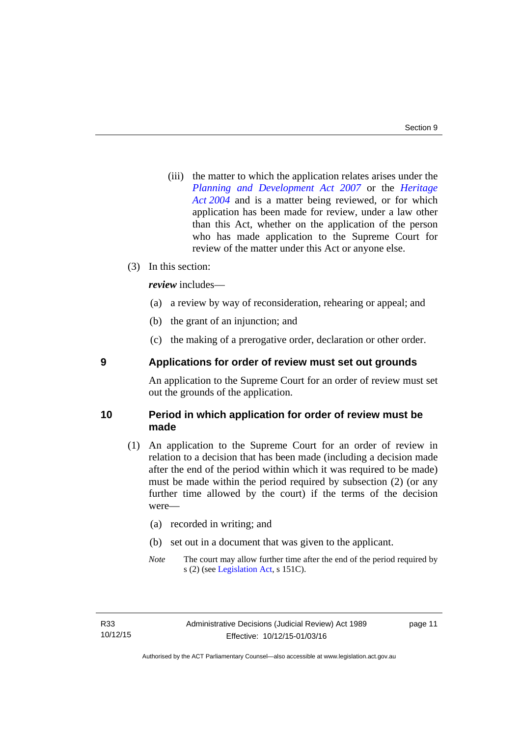(iii) the matter to which the application relates arises under the *Planning and Development Act 2007* or the *Heritage Act 2004* and is a matter being reviewed, or for which application has been made for review, under a law other than this Act, whether on the application of the person who has made application to the Supreme Court for review of the matter under this Act or anyone else.

(3) In this section:

***review*** includes—

(a) a review by way of reconsideration, rehearing or appeal; and

(b) the grant of an injunction; and

(c) the making of a prerogative order, declaration or other order.

## 9 Applications for order of review must set out grounds

An application to the Supreme Court for an order of review must set out the grounds of the application.

## 10 Period in which application for order of review must be made

(1) An application to the Supreme Court for an order of review in relation to a decision that has been made (including a decision made after the end of the period within which it was required to be made) must be made within the period required by subsection (2) (or any further time allowed by the court) if the terms of the decision were—

(a) recorded in writing; and

(b) set out in a document that was given to the applicant.

*Note* The court may allow further time after the end of the period required by s (2) (see Legislation Act, s 151C).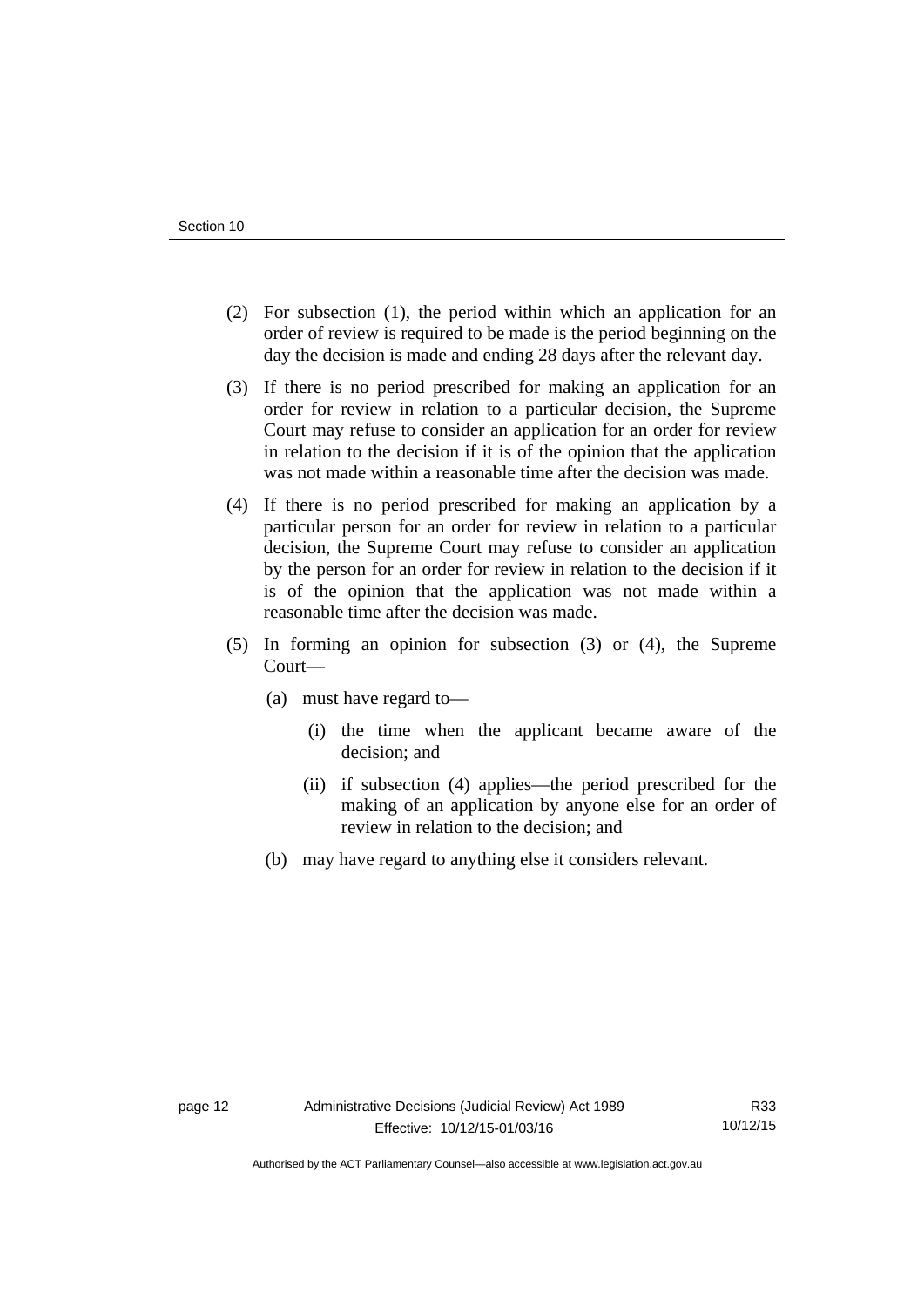(2) For subsection (1), the period within which an application for an order of review is required to be made is the period beginning on the day the decision is made and ending 28 days after the relevant day.

(3) If there is no period prescribed for making an application for an order for review in relation to a particular decision, the Supreme Court may refuse to consider an application for an order for review in relation to the decision if it is of the opinion that the application was not made within a reasonable time after the decision was made.

(4) If there is no period prescribed for making an application by a particular person for an order for review in relation to a particular decision, the Supreme Court may refuse to consider an application by the person for an order for review in relation to the decision if it is of the opinion that the application was not made within a reasonable time after the decision was made.

(5) In forming an opinion for subsection (3) or (4), the Supreme Court—

- (a) must have regard to—
  - (i) the time when the applicant became aware of the decision; and
  - (ii) if subsection (4) applies—the period prescribed for the making of an application by anyone else for an order of review in relation to the decision; and
- (b) may have regard to anything else it considers relevant.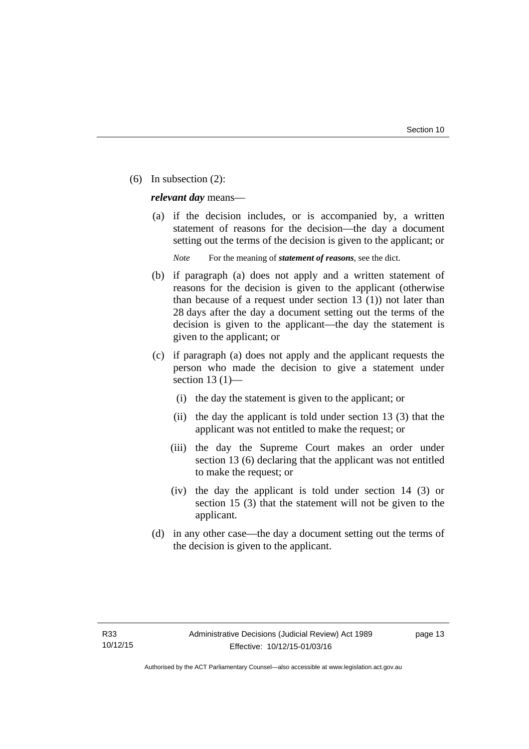(6) In subsection (2):

***relevant day*** means—

(a) if the decision includes, or is accompanied by, a written statement of reasons for the decision—the day a document setting out the terms of the decision is given to the applicant; or

*Note* For the meaning of ***statement of reasons***, see the dict.

(b) if paragraph (a) does not apply and a written statement of reasons for the decision is given to the applicant (otherwise than because of a request under section 13 (1)) not later than 28 days after the day a document setting out the terms of the decision is given to the applicant—the day the statement is given to the applicant; or

(c) if paragraph (a) does not apply and the applicant requests the person who made the decision to give a statement under section 13 (1)—

(i) the day the statement is given to the applicant; or

(ii) the day the applicant is told under section 13 (3) that the applicant was not entitled to make the request; or

(iii) the day the Supreme Court makes an order under section 13 (6) declaring that the applicant was not entitled to make the request; or

(iv) the day the applicant is told under section 14 (3) or section 15 (3) that the statement will not be given to the applicant.

(d) in any other case—the day a document setting out the terms of the decision is given to the applicant.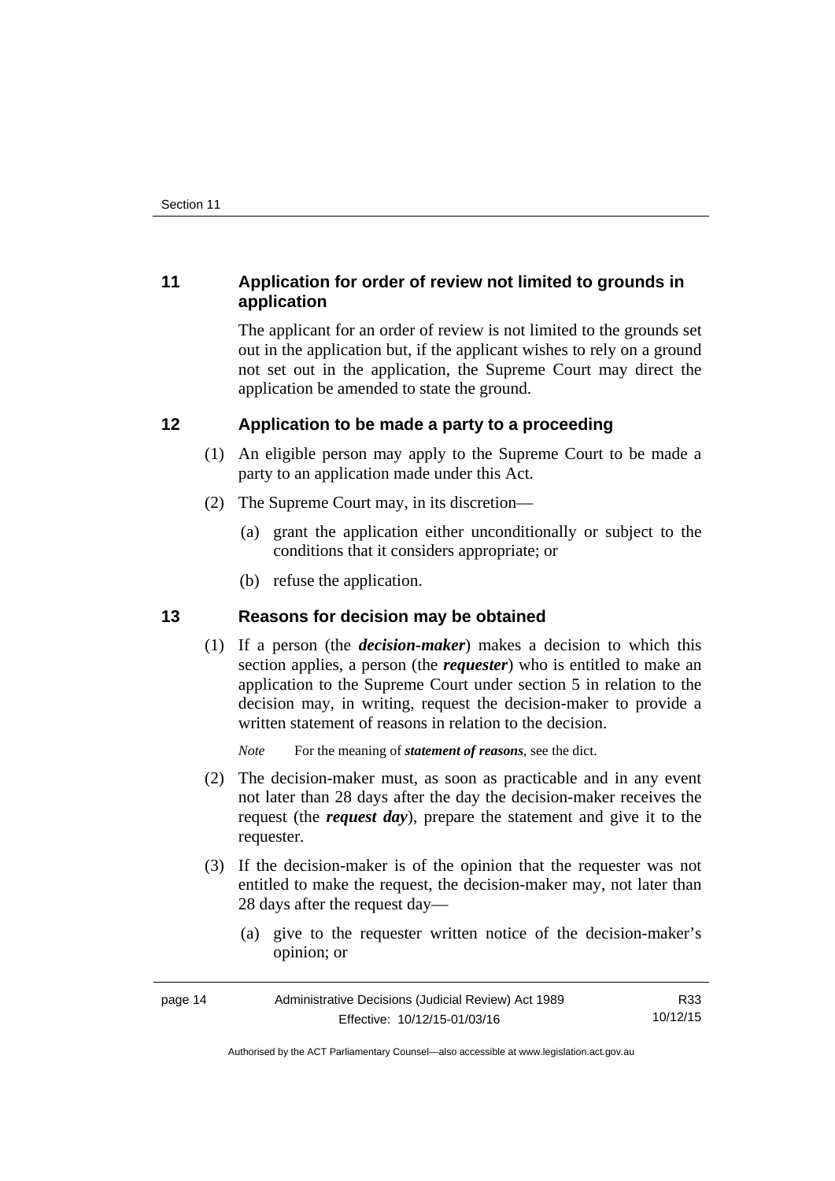## 11 Application for order of review not limited to grounds in application

The applicant for an order of review is not limited to the grounds set out in the application but, if the applicant wishes to rely on a ground not set out in the application, the Supreme Court may direct the application be amended to state the ground.

## 12 Application to be made a party to a proceeding

(1) An eligible person may apply to the Supreme Court to be made a party to an application made under this Act.

(2) The Supreme Court may, in its discretion—

(a) grant the application either unconditionally or subject to the conditions that it considers appropriate; or

(b) refuse the application.

## 13 Reasons for decision may be obtained

(1) If a person (the ***decision-maker***) makes a decision to which this section applies, a person (the ***requester***) who is entitled to make an application to the Supreme Court under section 5 in relation to the decision may, in writing, request the decision-maker to provide a written statement of reasons in relation to the decision.

*Note* For the meaning of ***statement of reasons***, see the dict.

(2) The decision-maker must, as soon as practicable and in any event not later than 28 days after the day the decision-maker receives the request (the ***request day***), prepare the statement and give it to the requester.

(3) If the decision-maker is of the opinion that the requester was not entitled to make the request, the decision-maker may, not later than 28 days after the request day—

(a) give to the requester written notice of the decision-maker's opinion; or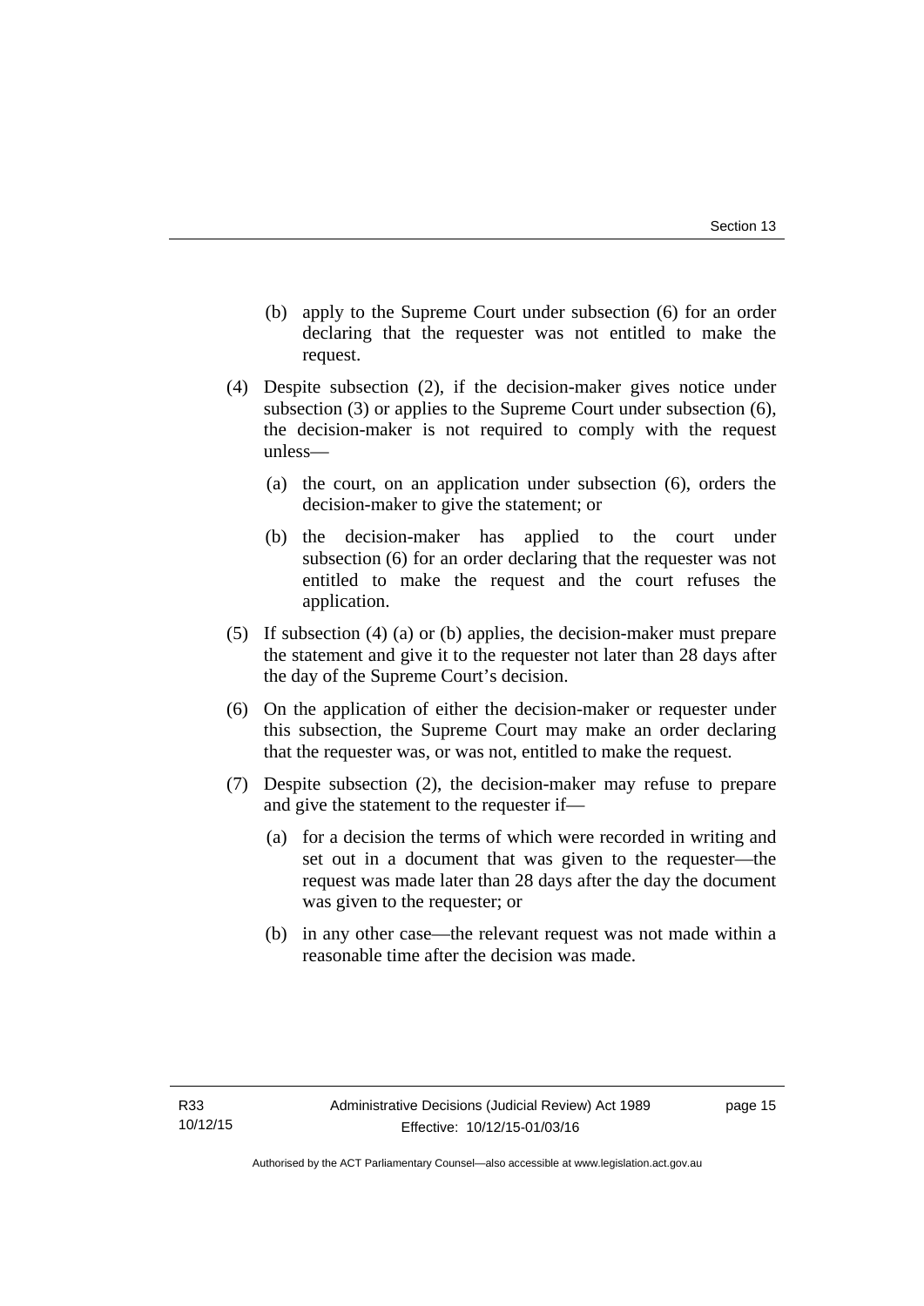(b) apply to the Supreme Court under subsection (6) for an order declaring that the requester was not entitled to make the request.

(4) Despite subsection (2), if the decision-maker gives notice under subsection (3) or applies to the Supreme Court under subsection (6), the decision-maker is not required to comply with the request unless—

(a) the court, on an application under subsection (6), orders the decision-maker to give the statement; or

(b) the decision-maker has applied to the court under subsection (6) for an order declaring that the requester was not entitled to make the request and the court refuses the application.

(5) If subsection (4) (a) or (b) applies, the decision-maker must prepare the statement and give it to the requester not later than 28 days after the day of the Supreme Court's decision.

(6) On the application of either the decision-maker or requester under this subsection, the Supreme Court may make an order declaring that the requester was, or was not, entitled to make the request.

(7) Despite subsection (2), the decision-maker may refuse to prepare and give the statement to the requester if—

(a) for a decision the terms of which were recorded in writing and set out in a document that was given to the requester—the request was made later than 28 days after the day the document was given to the requester; or

(b) in any other case—the relevant request was not made within a reasonable time after the decision was made.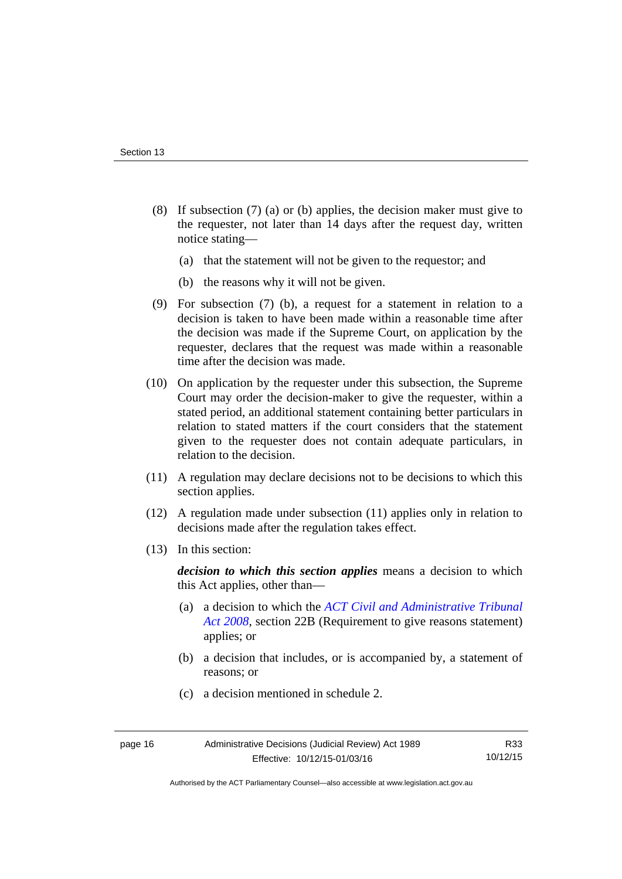(8) If subsection (7) (a) or (b) applies, the decision maker must give to the requester, not later than 14 days after the request day, written notice stating—

 (a) that the statement will not be given to the requestor; and

 (b) the reasons why it will not be given.

(9) For subsection (7) (b), a request for a statement in relation to a decision is taken to have been made within a reasonable time after the decision was made if the Supreme Court, on application by the requester, declares that the request was made within a reasonable time after the decision was made.

(10) On application by the requester under this subsection, the Supreme Court may order the decision-maker to give the requester, within a stated period, an additional statement containing better particulars in relation to stated matters if the court considers that the statement given to the requester does not contain adequate particulars, in relation to the decision.

(11) A regulation may declare decisions not to be decisions to which this section applies.

(12) A regulation made under subsection (11) applies only in relation to decisions made after the regulation takes effect.

(13) In this section:

***decision to which this section applies*** means a decision to which this Act applies, other than—

 (a) a decision to which the *ACT Civil and Administrative Tribunal Act 2008*, section 22B (Requirement to give reasons statement) applies; or

 (b) a decision that includes, or is accompanied by, a statement of reasons; or

 (c) a decision mentioned in schedule 2.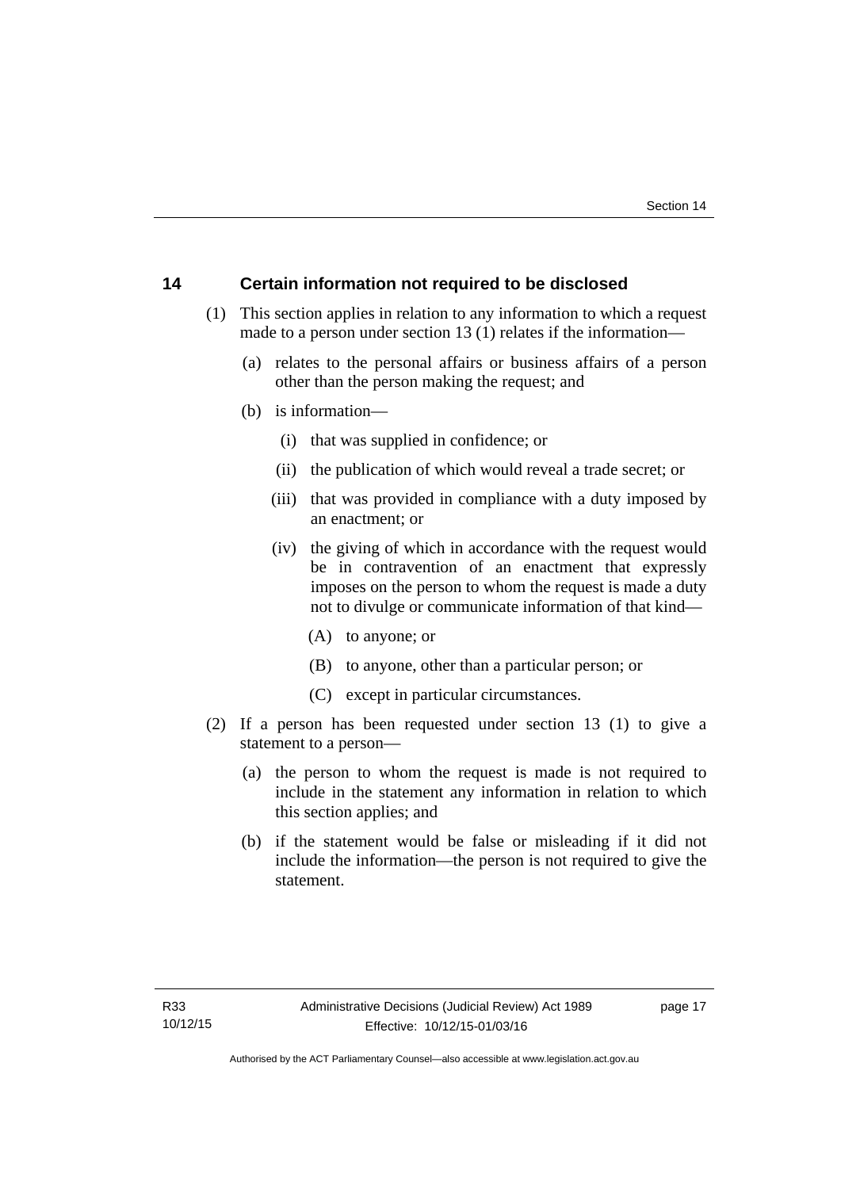## 14 Certain information not required to be disclosed

(1) This section applies in relation to any information to which a request made to a person under section 13 (1) relates if the information—

(a) relates to the personal affairs or business affairs of a person other than the person making the request; and

(b) is information—

(i) that was supplied in confidence; or

(ii) the publication of which would reveal a trade secret; or

(iii) that was provided in compliance with a duty imposed by an enactment; or

(iv) the giving of which in accordance with the request would be in contravention of an enactment that expressly imposes on the person to whom the request is made a duty not to divulge or communicate information of that kind—

(A) to anyone; or

(B) to anyone, other than a particular person; or

(C) except in particular circumstances.

(2) If a person has been requested under section 13 (1) to give a statement to a person—

(a) the person to whom the request is made is not required to include in the statement any information in relation to which this section applies; and

(b) if the statement would be false or misleading if it did not include the information—the person is not required to give the statement.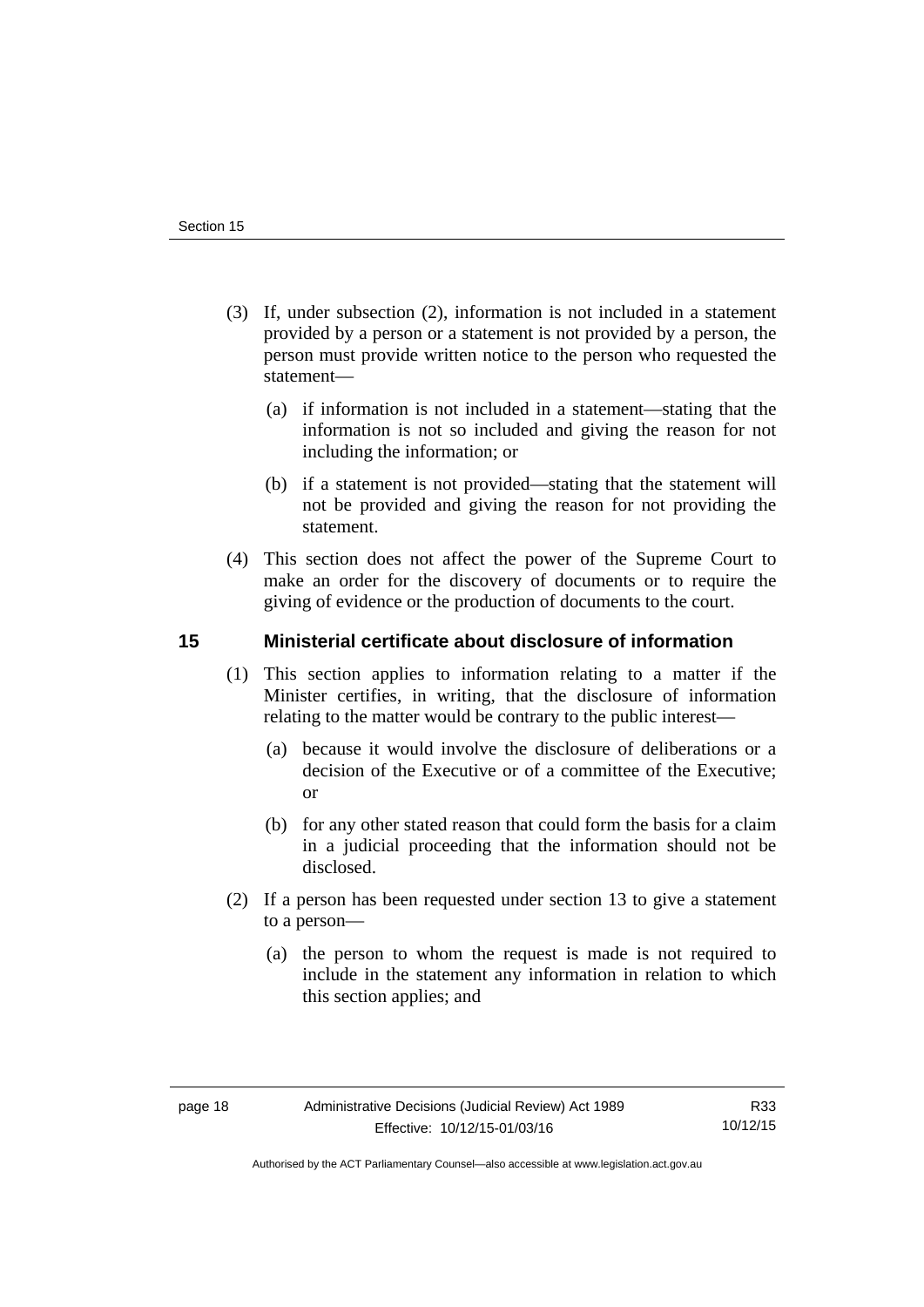(3) If, under subsection (2), information is not included in a statement provided by a person or a statement is not provided by a person, the person must provide written notice to the person who requested the statement—

(a) if information is not included in a statement—stating that the information is not so included and giving the reason for not including the information; or

(b) if a statement is not provided—stating that the statement will not be provided and giving the reason for not providing the statement.

(4) This section does not affect the power of the Supreme Court to make an order for the discovery of documents or to require the giving of evidence or the production of documents to the court.

## 15 Ministerial certificate about disclosure of information

(1) This section applies to information relating to a matter if the Minister certifies, in writing, that the disclosure of information relating to the matter would be contrary to the public interest—

(a) because it would involve the disclosure of deliberations or a decision of the Executive or of a committee of the Executive; or

(b) for any other stated reason that could form the basis for a claim in a judicial proceeding that the information should not be disclosed.

(2) If a person has been requested under section 13 to give a statement to a person—

(a) the person to whom the request is made is not required to include in the statement any information in relation to which this section applies; and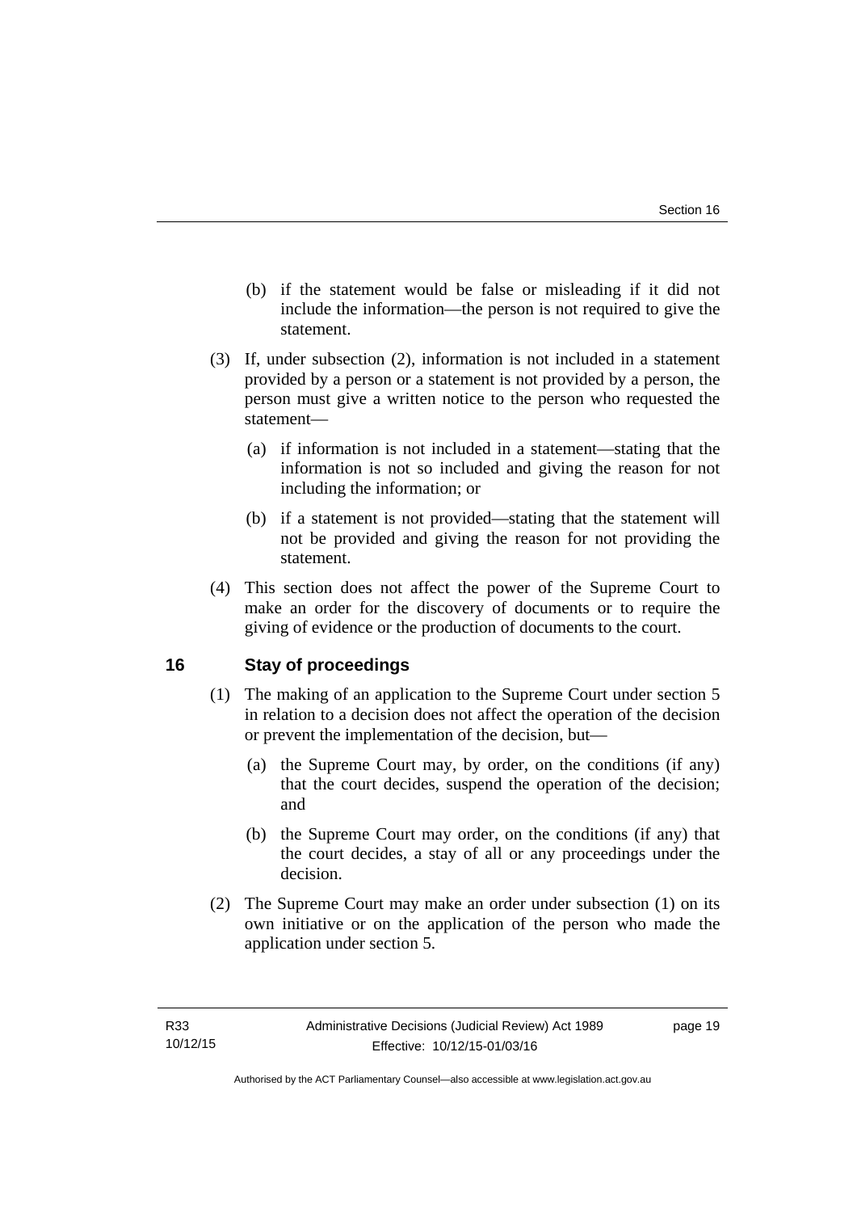(b) if the statement would be false or misleading if it did not include the information—the person is not required to give the statement.

(3) If, under subsection (2), information is not included in a statement provided by a person or a statement is not provided by a person, the person must give a written notice to the person who requested the statement—

(a) if information is not included in a statement—stating that the information is not so included and giving the reason for not including the information; or

(b) if a statement is not provided—stating that the statement will not be provided and giving the reason for not providing the statement.

(4) This section does not affect the power of the Supreme Court to make an order for the discovery of documents or to require the giving of evidence or the production of documents to the court.

## 16 Stay of proceedings

(1) The making of an application to the Supreme Court under section 5 in relation to a decision does not affect the operation of the decision or prevent the implementation of the decision, but—

(a) the Supreme Court may, by order, on the conditions (if any) that the court decides, suspend the operation of the decision; and

(b) the Supreme Court may order, on the conditions (if any) that the court decides, a stay of all or any proceedings under the decision.

(2) The Supreme Court may make an order under subsection (1) on its own initiative or on the application of the person who made the application under section 5.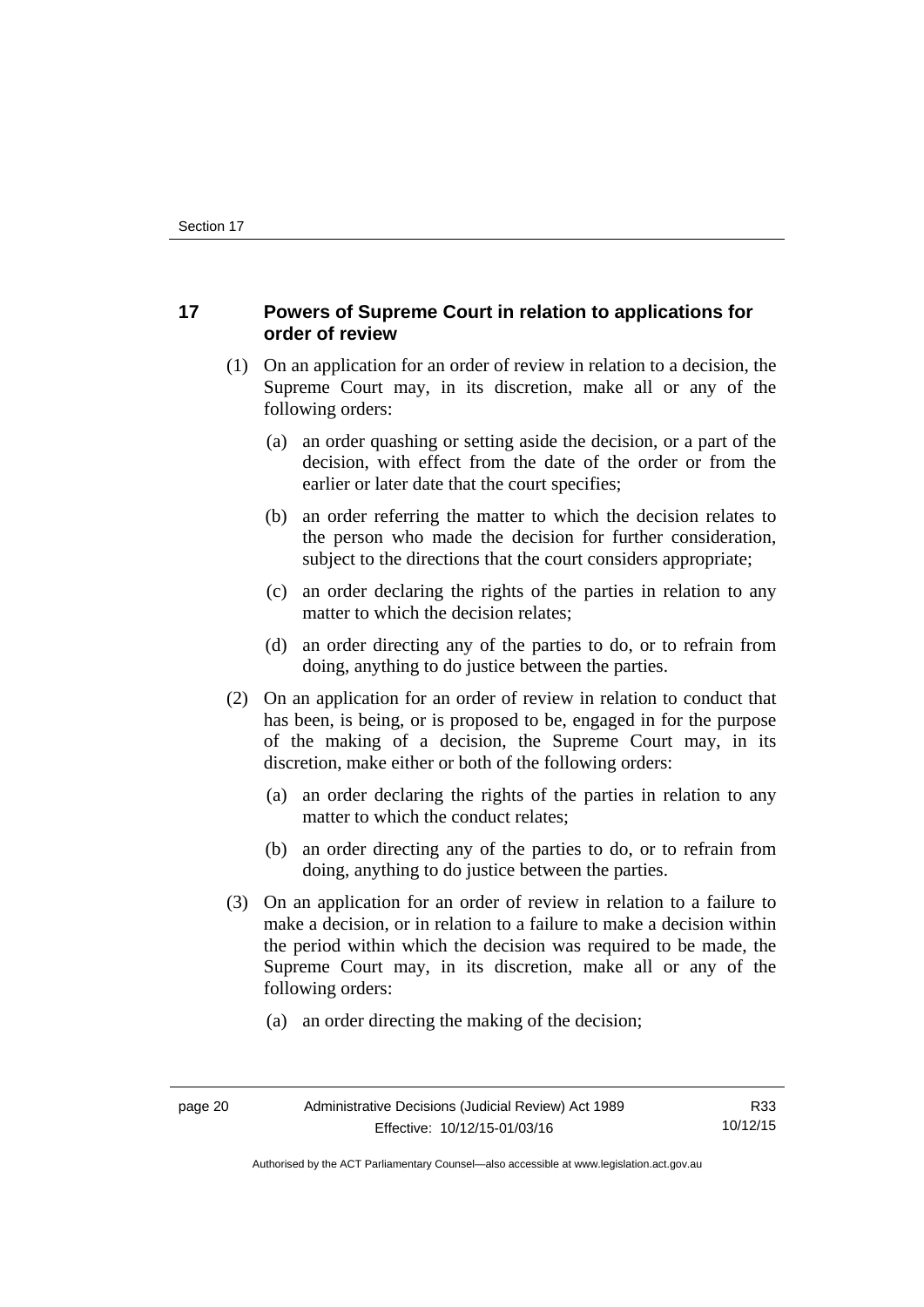## 17 Powers of Supreme Court in relation to applications for order of review

(1) On an application for an order of review in relation to a decision, the Supreme Court may, in its discretion, make all or any of the following orders:

(a) an order quashing or setting aside the decision, or a part of the decision, with effect from the date of the order or from the earlier or later date that the court specifies;

(b) an order referring the matter to which the decision relates to the person who made the decision for further consideration, subject to the directions that the court considers appropriate;

(c) an order declaring the rights of the parties in relation to any matter to which the decision relates;

(d) an order directing any of the parties to do, or to refrain from doing, anything to do justice between the parties.

(2) On an application for an order of review in relation to conduct that has been, is being, or is proposed to be, engaged in for the purpose of the making of a decision, the Supreme Court may, in its discretion, make either or both of the following orders:

(a) an order declaring the rights of the parties in relation to any matter to which the conduct relates;

(b) an order directing any of the parties to do, or to refrain from doing, anything to do justice between the parties.

(3) On an application for an order of review in relation to a failure to make a decision, or in relation to a failure to make a decision within the period within which the decision was required to be made, the Supreme Court may, in its discretion, make all or any of the following orders:

(a) an order directing the making of the decision;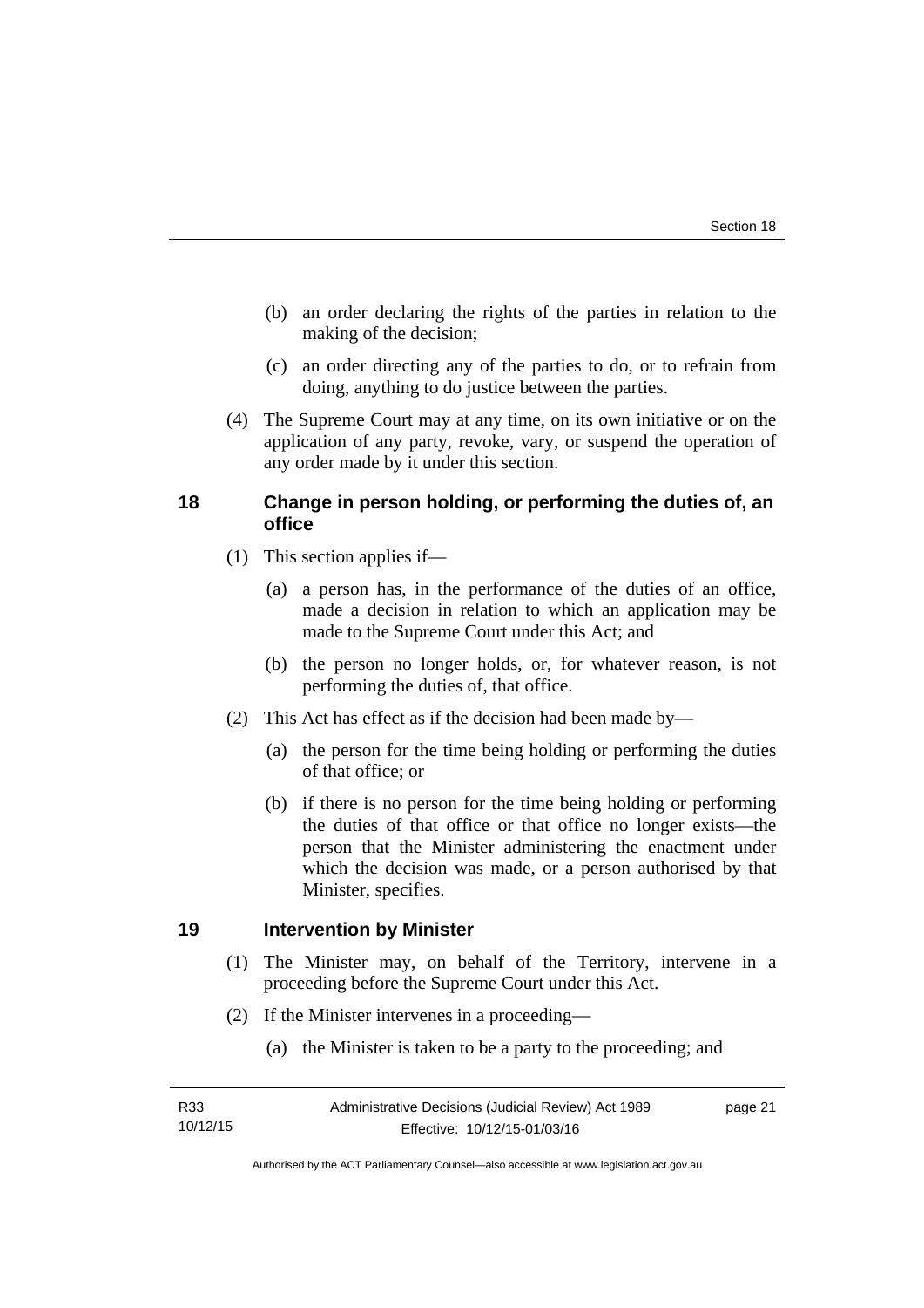(b) an order declaring the rights of the parties in relation to the making of the decision;

(c) an order directing any of the parties to do, or to refrain from doing, anything to do justice between the parties.

(4) The Supreme Court may at any time, on its own initiative or on the application of any party, revoke, vary, or suspend the operation of any order made by it under this section.

## 18 Change in person holding, or performing the duties of, an office

(1) This section applies if—

(a) a person has, in the performance of the duties of an office, made a decision in relation to which an application may be made to the Supreme Court under this Act; and

(b) the person no longer holds, or, for whatever reason, is not performing the duties of, that office.

(2) This Act has effect as if the decision had been made by—

(a) the person for the time being holding or performing the duties of that office; or

(b) if there is no person for the time being holding or performing the duties of that office or that office no longer exists—the person that the Minister administering the enactment under which the decision was made, or a person authorised by that Minister, specifies.

## 19 Intervention by Minister

(1) The Minister may, on behalf of the Territory, intervene in a proceeding before the Supreme Court under this Act.

(2) If the Minister intervenes in a proceeding—

(a) the Minister is taken to be a party to the proceeding; and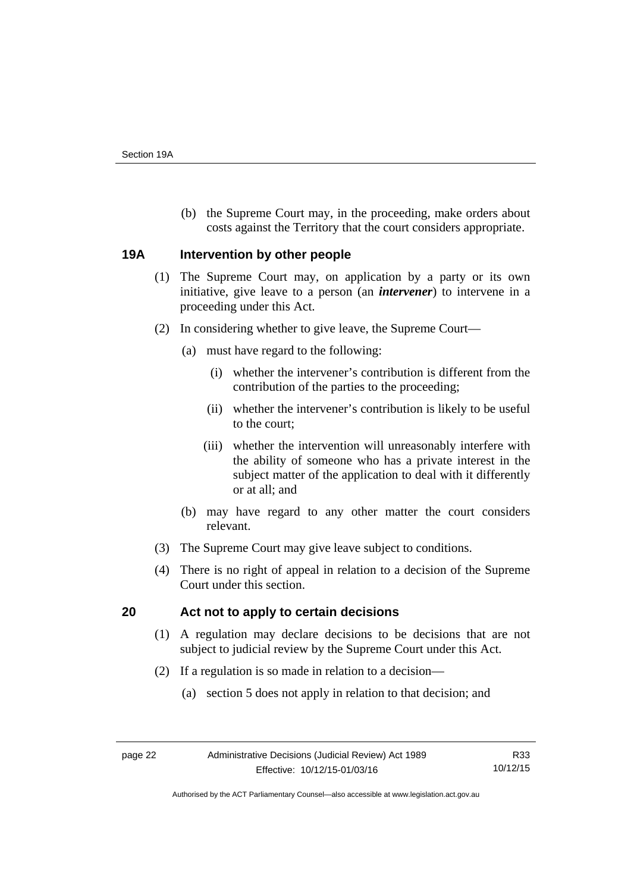(b) the Supreme Court may, in the proceeding, make orders about costs against the Territory that the court considers appropriate.

### 19A Intervention by other people

(1) The Supreme Court may, on application by a party or its own initiative, give leave to a person (an ***intervener***) to intervene in a proceeding under this Act.

(2) In considering whether to give leave, the Supreme Court—

(a) must have regard to the following:

(i) whether the intervener's contribution is different from the contribution of the parties to the proceeding;

(ii) whether the intervener's contribution is likely to be useful to the court;

(iii) whether the intervention will unreasonably interfere with the ability of someone who has a private interest in the subject matter of the application to deal with it differently or at all; and

(b) may have regard to any other matter the court considers relevant.

(3) The Supreme Court may give leave subject to conditions.

(4) There is no right of appeal in relation to a decision of the Supreme Court under this section.

### 20 Act not to apply to certain decisions

(1) A regulation may declare decisions to be decisions that are not subject to judicial review by the Supreme Court under this Act.

(2) If a regulation is so made in relation to a decision—

(a) section 5 does not apply in relation to that decision; and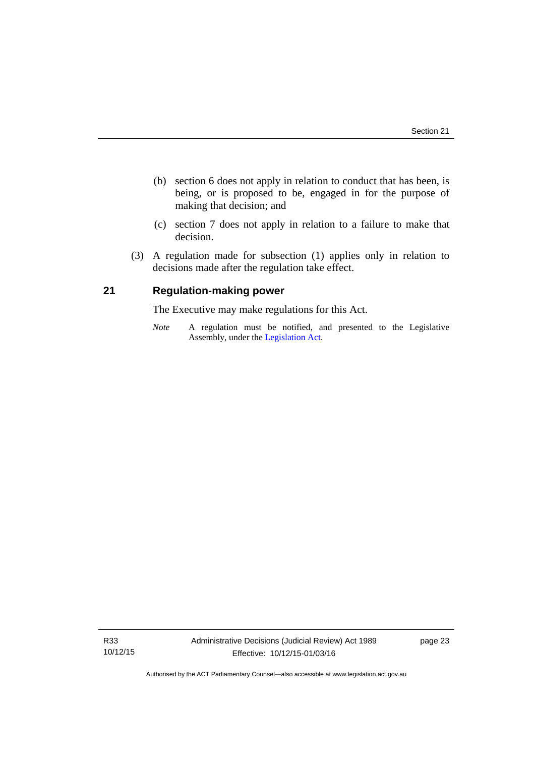(b) section 6 does not apply in relation to conduct that has been, is being, or is proposed to be, engaged in for the purpose of making that decision; and

(c) section 7 does not apply in relation to a failure to make that decision.

(3) A regulation made for subsection (1) applies only in relation to decisions made after the regulation take effect.

## 21 Regulation-making power

The Executive may make regulations for this Act.

*Note* A regulation must be notified, and presented to the Legislative Assembly, under the Legislation Act.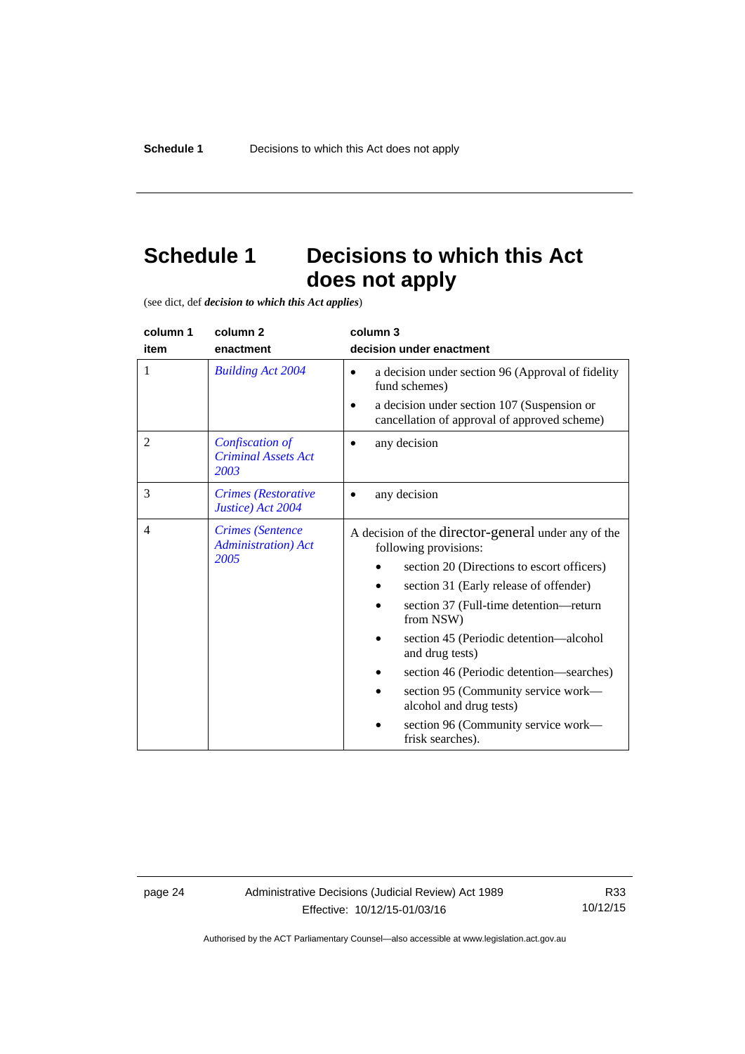# Schedule 1 Decisions to which this Act does not apply

(see dict, def ***decision to which this Act applies***)

| column 1<br>item | column 2<br>enactment | column 3<br>decision under enactment |
|---|---|---|
| 1 | *Building Act 2004* | • a decision under section 96 (Approval of fidelity fund schemes)<br>• a decision under section 107 (Suspension or cancellation of approval of approved scheme) |
| 2 | *Confiscation of Criminal Assets Act 2003* | • any decision |
| 3 | *Crimes (Restorative Justice) Act 2004* | • any decision |
| 4 | *Crimes (Sentence Administration) Act 2005* | A decision of the director-general under any of the following provisions:<br>• section 20 (Directions to escort officers)<br>• section 31 (Early release of offender)<br>• section 37 (Full-time detention—return from NSW)<br>• section 45 (Periodic detention—alcohol and drug tests)<br>• section 46 (Periodic detention—searches)<br>• section 95 (Community service work—alcohol and drug tests)<br>• section 96 (Community service work—frisk searches). |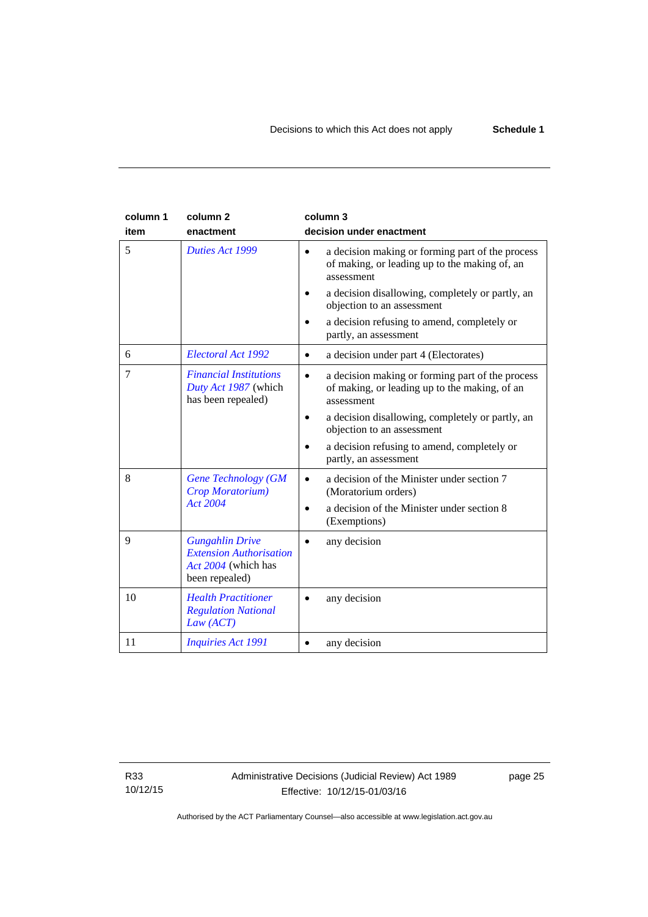| column 1<br>item | column 2<br>enactment | column 3<br>decision under enactment |
|---|---|---|
| 5 | *Duties Act 1999* | • a decision making or forming part of the process of making, or leading up to the making of, an assessment<br>• a decision disallowing, completely or partly, an objection to an assessment<br>• a decision refusing to amend, completely or partly, an assessment |
| 6 | *Electoral Act 1992* | • a decision under part 4 (Electorates) |
| 7 | *Financial Institutions Duty Act 1987* (which has been repealed) | • a decision making or forming part of the process of making, or leading up to the making, of an assessment<br>• a decision disallowing, completely or partly, an objection to an assessment<br>• a decision refusing to amend, completely or partly, an assessment |
| 8 | *Gene Technology (GM Crop Moratorium) Act 2004* | • a decision of the Minister under section 7 (Moratorium orders)<br>• a decision of the Minister under section 8 (Exemptions) |
| 9 | *Gungahlin Drive Extension Authorisation Act 2004* (which has been repealed) | • any decision |
| 10 | *Health Practitioner Regulation National Law (ACT)* | • any decision |
| 11 | *Inquiries Act 1991* | • any decision |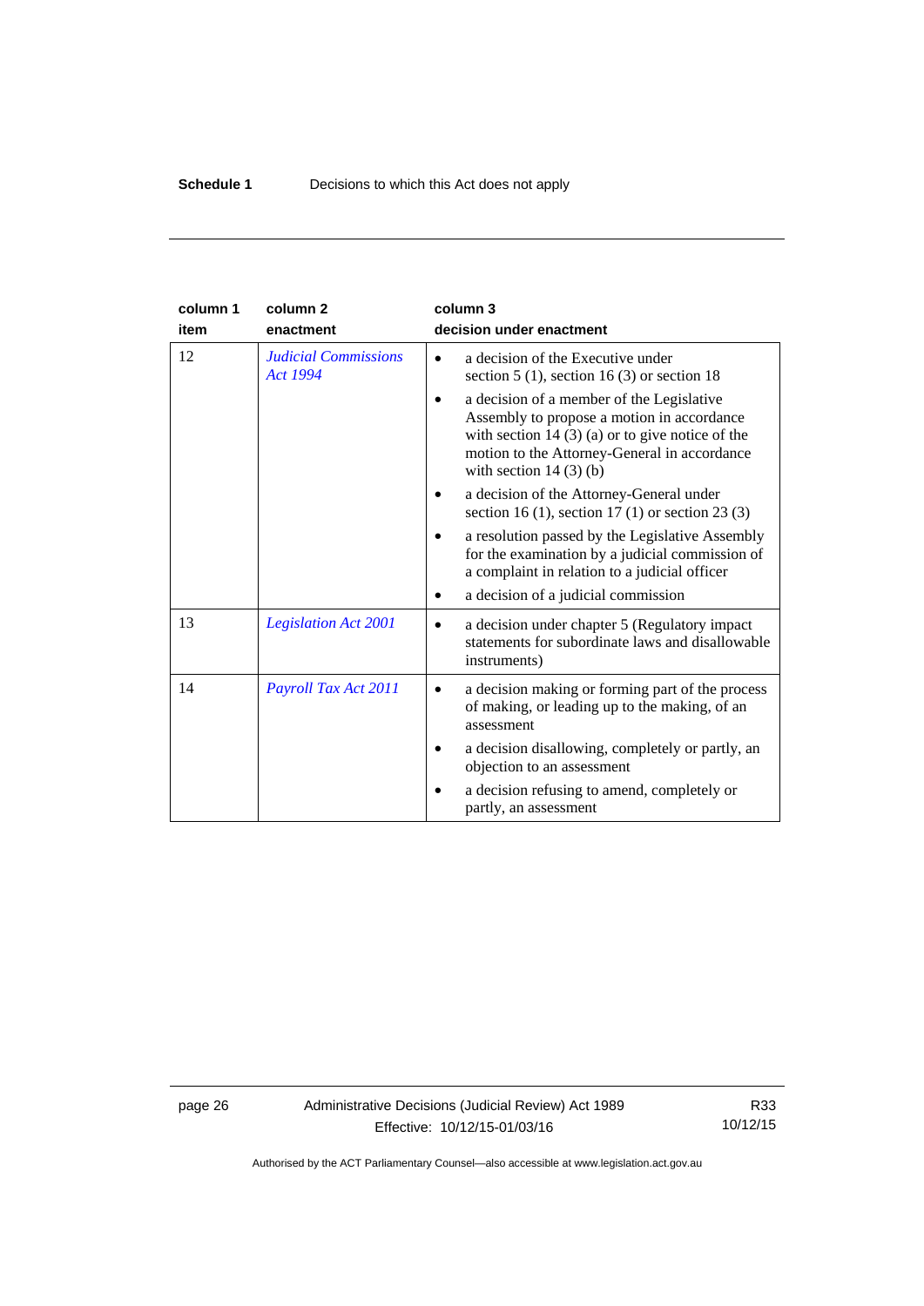| column 1 item | column 2 enactment | column 3 decision under enactment |
|---|---|---|
| 12 | *Judicial Commissions Act 1994* | • a decision of the Executive under section 5 (1), section 16 (3) or section 18<br>• a decision of a member of the Legislative Assembly to propose a motion in accordance with section 14 (3) (a) or to give notice of the motion to the Attorney-General in accordance with section 14 (3) (b)<br>• a decision of the Attorney-General under section 16 (1), section 17 (1) or section 23 (3)<br>• a resolution passed by the Legislative Assembly for the examination by a judicial commission of a complaint in relation to a judicial officer<br>• a decision of a judicial commission |
| 13 | *Legislation Act 2001* | • a decision under chapter 5 (Regulatory impact statements for subordinate laws and disallowable instruments) |
| 14 | *Payroll Tax Act 2011* | • a decision making or forming part of the process of making, or leading up to the making, of an assessment<br>• a decision disallowing, completely or partly, an objection to an assessment<br>• a decision refusing to amend, completely or partly, an assessment |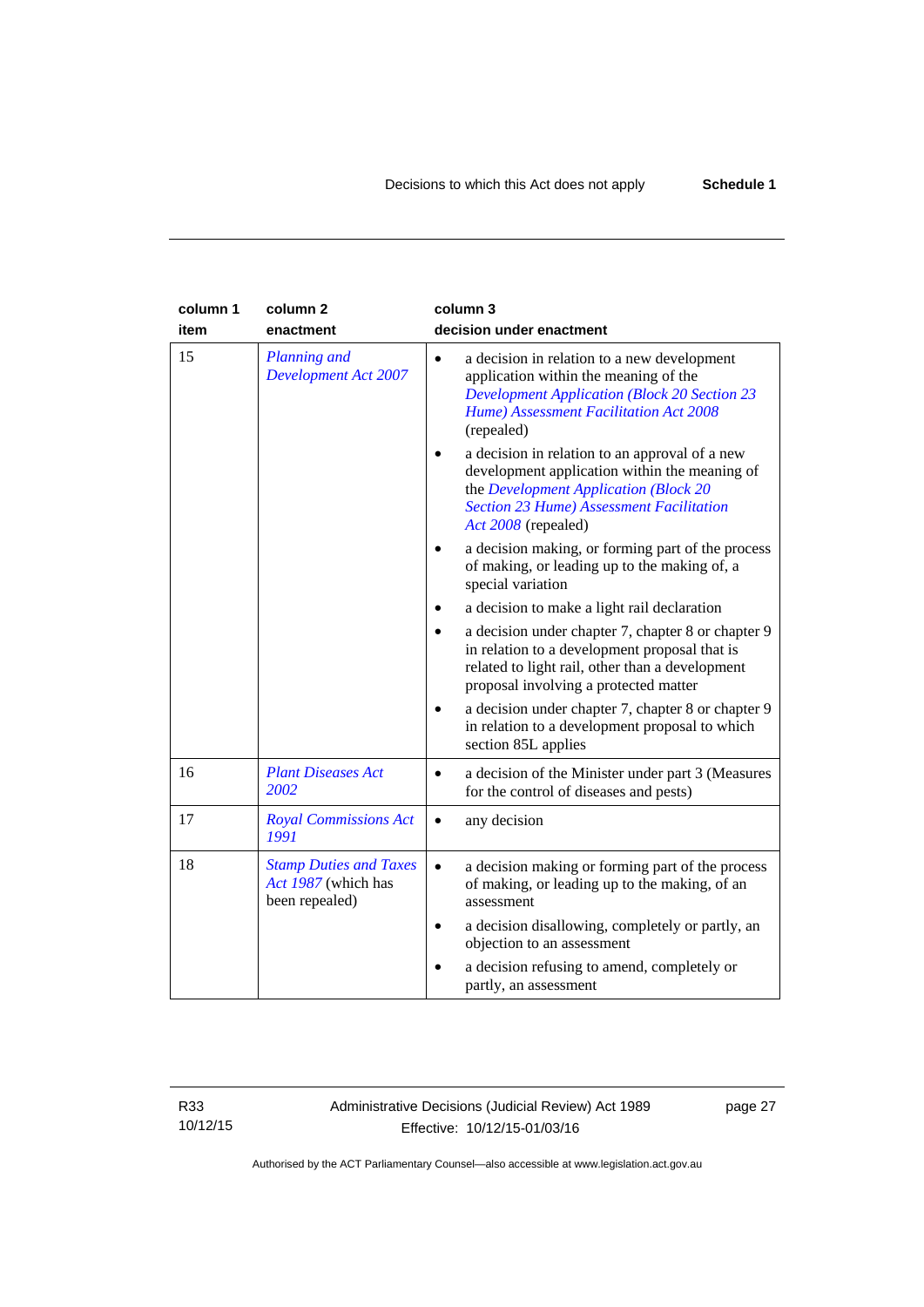| column 1<br>item | column 2<br>enactment | column 3<br>decision under enactment |
|---|---|---|
| 15 | *Planning and Development Act 2007* | • a decision in relation to a new development application within the meaning of the *Development Application (Block 20 Section 23 Hume) Assessment Facilitation Act 2008* (repealed)<br>• a decision in relation to an approval of a new development application within the meaning of the *Development Application (Block 20 Section 23 Hume) Assessment Facilitation Act 2008* (repealed)<br>• a decision making, or forming part of the process of making, or leading up to the making of, a special variation<br>• a decision to make a light rail declaration<br>• a decision under chapter 7, chapter 8 or chapter 9 in relation to a development proposal that is related to light rail, other than a development proposal involving a protected matter<br>• a decision under chapter 7, chapter 8 or chapter 9 in relation to a development proposal to which section 85L applies |
| 16 | *Plant Diseases Act 2002* | • a decision of the Minister under part 3 (Measures for the control of diseases and pests) |
| 17 | *Royal Commissions Act 1991* | • any decision |
| 18 | *Stamp Duties and Taxes Act 1987* (which has been repealed) | • a decision making or forming part of the process of making, or leading up to the making, of an assessment<br>• a decision disallowing, completely or partly, an objection to an assessment<br>• a decision refusing to amend, completely or partly, an assessment |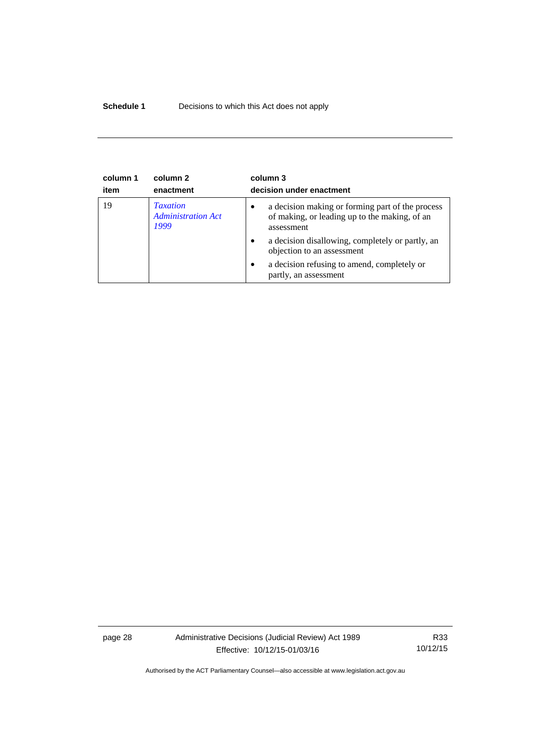| column 1<br>item | column 2<br>enactment | column 3<br>decision under enactment |
|---|---|---|
| 19 | *Taxation Administration Act 1999* | • a decision making or forming part of the process of making, or leading up to the making, of an assessment<br>• a decision disallowing, completely or partly, an objection to an assessment<br>• a decision refusing to amend, completely or partly, an assessment |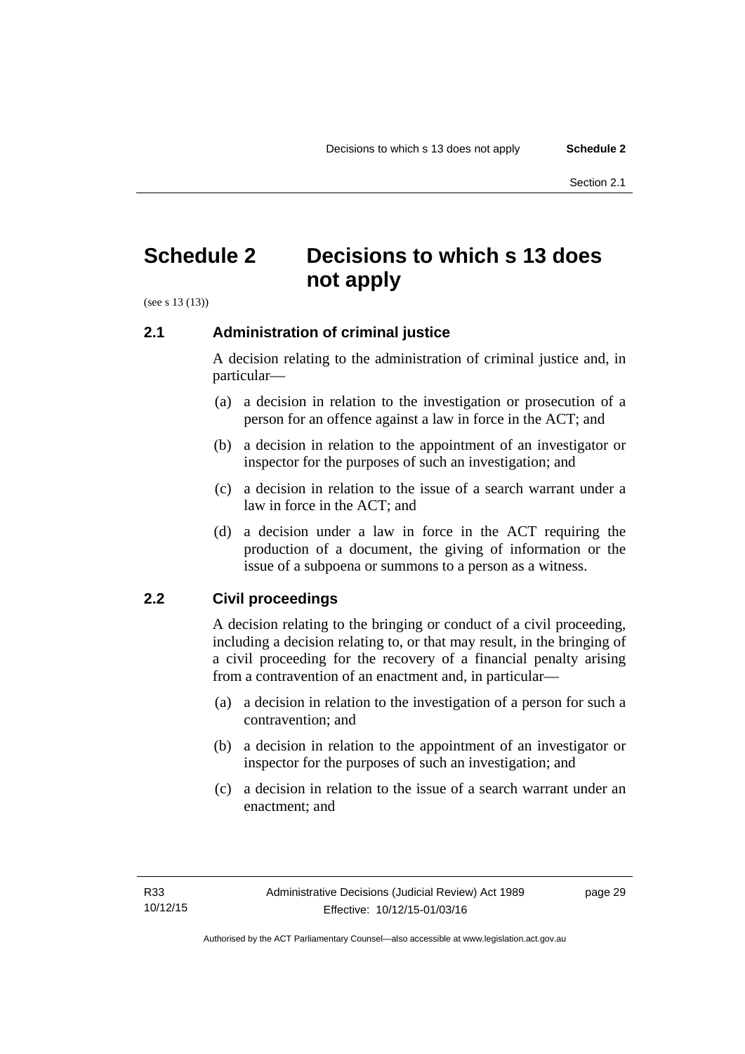# Schedule 2 Decisions to which s 13 does not apply

(see s 13 (13))

## 2.1 Administration of criminal justice

A decision relating to the administration of criminal justice and, in particular—

(a) a decision in relation to the investigation or prosecution of a person for an offence against a law in force in the ACT; and

(b) a decision in relation to the appointment of an investigator or inspector for the purposes of such an investigation; and

(c) a decision in relation to the issue of a search warrant under a law in force in the ACT; and

(d) a decision under a law in force in the ACT requiring the production of a document, the giving of information or the issue of a subpoena or summons to a person as a witness.

## 2.2 Civil proceedings

A decision relating to the bringing or conduct of a civil proceeding, including a decision relating to, or that may result, in the bringing of a civil proceeding for the recovery of a financial penalty arising from a contravention of an enactment and, in particular—

(a) a decision in relation to the investigation of a person for such a contravention; and

(b) a decision in relation to the appointment of an investigator or inspector for the purposes of such an investigation; and

(c) a decision in relation to the issue of a search warrant under an enactment; and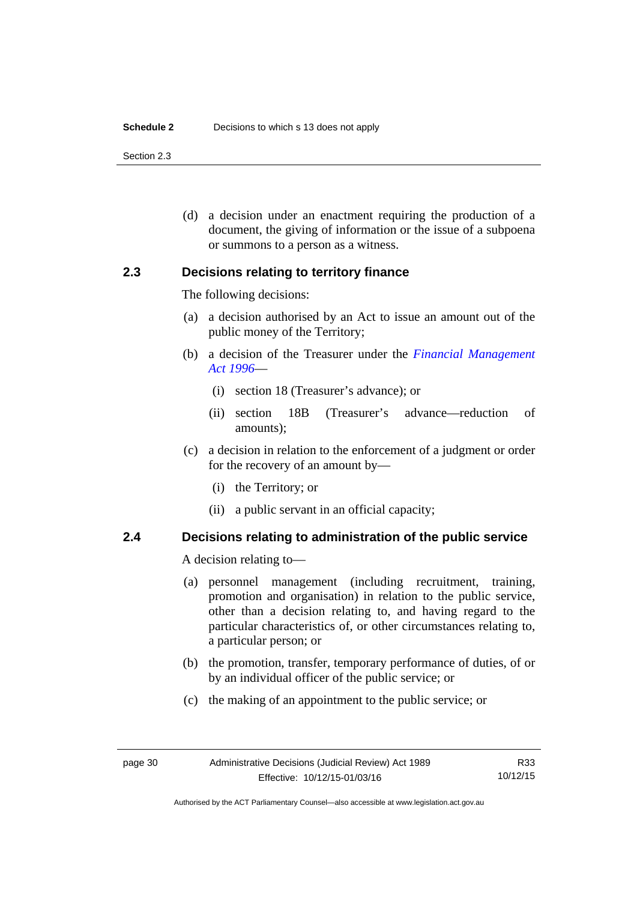(d) a decision under an enactment requiring the production of a document, the giving of information or the issue of a subpoena or summons to a person as a witness.

### 2.3 Decisions relating to territory finance

The following decisions:

(a) a decision authorised by an Act to issue an amount out of the public money of the Territory;

(b) a decision of the Treasurer under the *Financial Management Act 1996*—

  (i) section 18 (Treasurer's advance); or

  (ii) section 18B (Treasurer's advance—reduction of amounts);

(c) a decision in relation to the enforcement of a judgment or order for the recovery of an amount by—

  (i) the Territory; or

  (ii) a public servant in an official capacity;

### 2.4 Decisions relating to administration of the public service

A decision relating to—

(a) personnel management (including recruitment, training, promotion and organisation) in relation to the public service, other than a decision relating to, and having regard to the particular characteristics of, or other circumstances relating to, a particular person; or

(b) the promotion, transfer, temporary performance of duties, of or by an individual officer of the public service; or

(c) the making of an appointment to the public service; or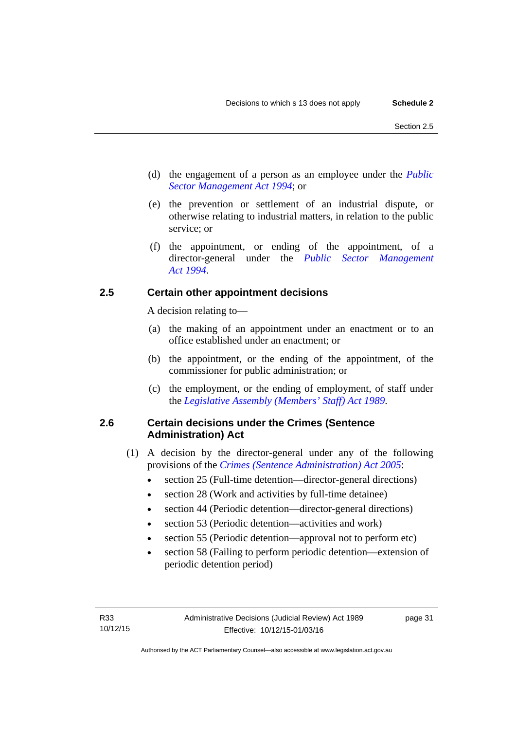(d) the engagement of a person as an employee under the *Public Sector Management Act 1994*; or

(e) the prevention or settlement of an industrial dispute, or otherwise relating to industrial matters, in relation to the public service; or

(f) the appointment, or ending of the appointment, of a director-general under the *Public Sector Management Act 1994*.

### 2.5 Certain other appointment decisions

A decision relating to—

(a) the making of an appointment under an enactment or to an office established under an enactment; or

(b) the appointment, or the ending of the appointment, of the commissioner for public administration; or

(c) the employment, or the ending of employment, of staff under the *Legislative Assembly (Members' Staff) Act 1989*.

### 2.6 Certain decisions under the Crimes (Sentence Administration) Act

(1) A decision by the director-general under any of the following provisions of the *Crimes (Sentence Administration) Act 2005*:

- section 25 (Full-time detention—director-general directions)
- section 28 (Work and activities by full-time detainee)
- section 44 (Periodic detention—director-general directions)
- section 53 (Periodic detention—activities and work)
- section 55 (Periodic detention—approval not to perform etc)
- section 58 (Failing to perform periodic detention—extension of periodic detention period)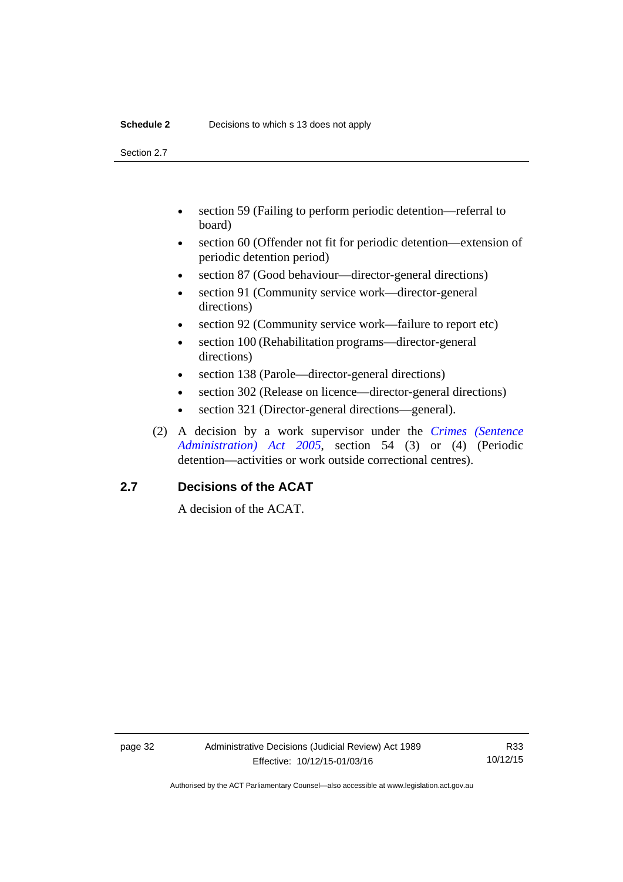- section 59 (Failing to perform periodic detention—referral to board)
- section 60 (Offender not fit for periodic detention—extension of periodic detention period)
- section 87 (Good behaviour—director-general directions)
- section 91 (Community service work—director-general directions)
- section 92 (Community service work—failure to report etc)
- section 100 (Rehabilitation programs—director-general directions)
- section 138 (Parole—director-general directions)
- section 302 (Release on licence—director-general directions)
- section 321 (Director-general directions—general).

(2) A decision by a work supervisor under the *Crimes (Sentence Administration) Act 2005*, section 54 (3) or (4) (Periodic detention—activities or work outside correctional centres).

## 2.7 Decisions of the ACAT

A decision of the ACAT.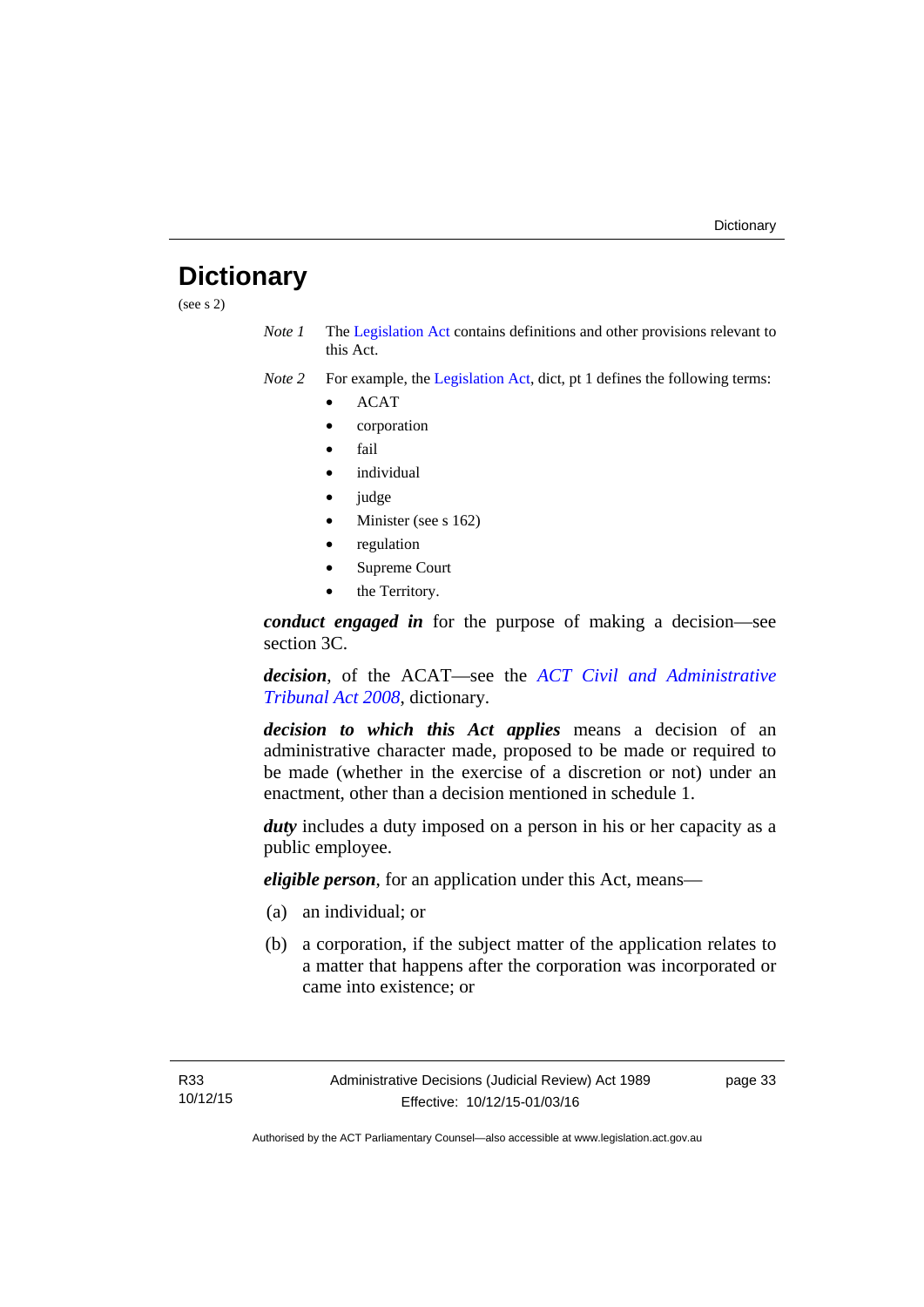# Dictionary

(see s 2)

*Note 1* The Legislation Act contains definitions and other provisions relevant to this Act.

*Note 2* For example, the Legislation Act, dict, pt 1 defines the following terms:

- ACAT
- corporation
- fail
- individual
- judge
- Minister (see s 162)
- regulation
- Supreme Court
- the Territory.

***conduct engaged in*** for the purpose of making a decision—see section 3C.

***decision***, of the ACAT—see the *ACT Civil and Administrative Tribunal Act 2008*, dictionary.

***decision to which this Act applies*** means a decision of an administrative character made, proposed to be made or required to be made (whether in the exercise of a discretion or not) under an enactment, other than a decision mentioned in schedule 1.

***duty*** includes a duty imposed on a person in his or her capacity as a public employee.

***eligible person***, for an application under this Act, means—

(a) an individual; or

(b) a corporation, if the subject matter of the application relates to a matter that happens after the corporation was incorporated or came into existence; or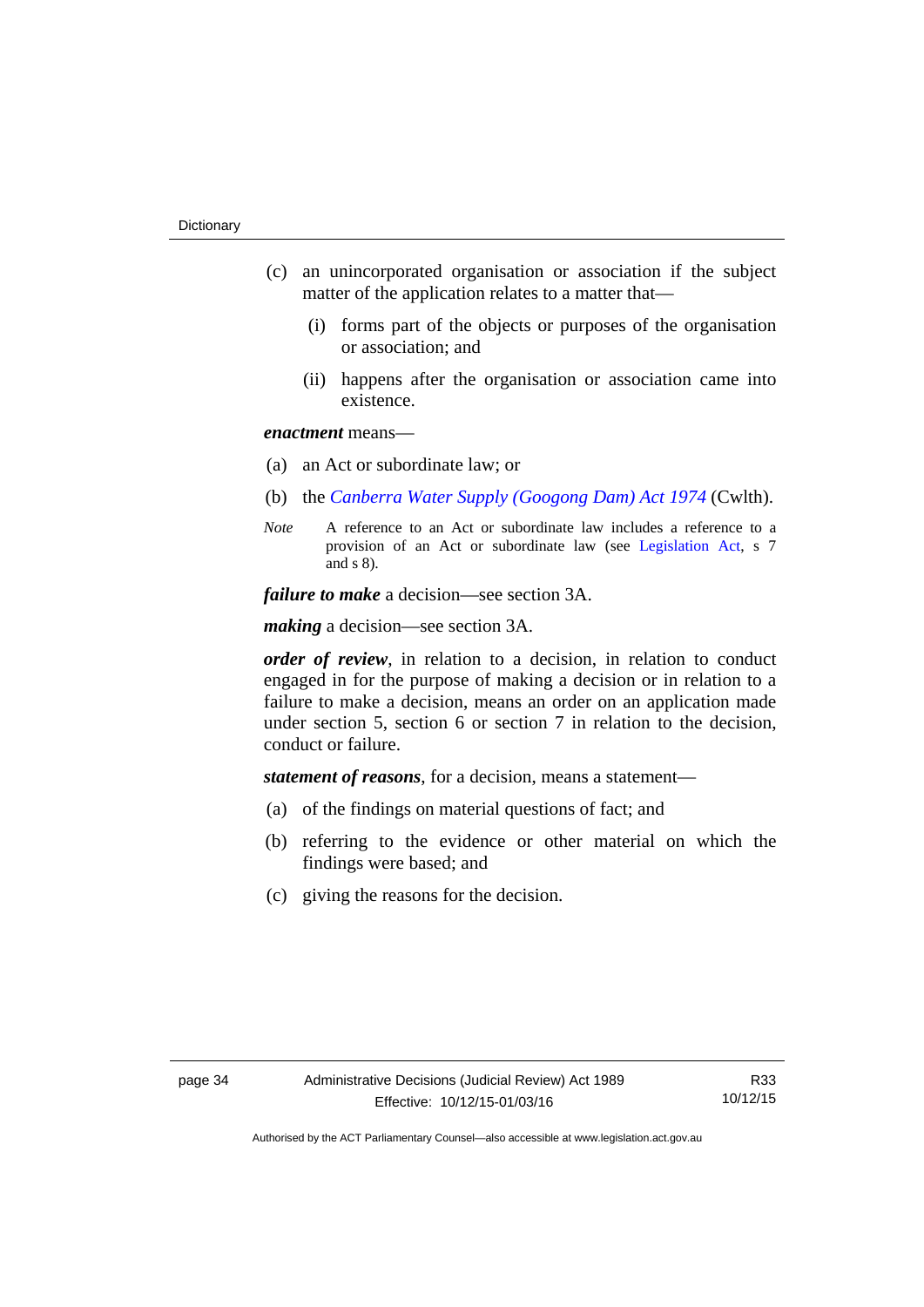(c) an unincorporated organisation or association if the subject matter of the application relates to a matter that—

   (i) forms part of the objects or purposes of the organisation or association; and

   (ii) happens after the organisation or association came into existence.

***enactment*** means—

(a) an Act or subordinate law; or

(b) the *Canberra Water Supply (Googong Dam) Act 1974* (Cwlth).

*Note* A reference to an Act or subordinate law includes a reference to a provision of an Act or subordinate law (see Legislation Act, s 7 and s 8).

***failure to make*** a decision—see section 3A.

***making*** a decision—see section 3A.

***order of review***, in relation to a decision, in relation to conduct engaged in for the purpose of making a decision or in relation to a failure to make a decision, means an order on an application made under section 5, section 6 or section 7 in relation to the decision, conduct or failure.

***statement of reasons***, for a decision, means a statement—

(a) of the findings on material questions of fact; and

(b) referring to the evidence or other material on which the findings were based; and

(c) giving the reasons for the decision.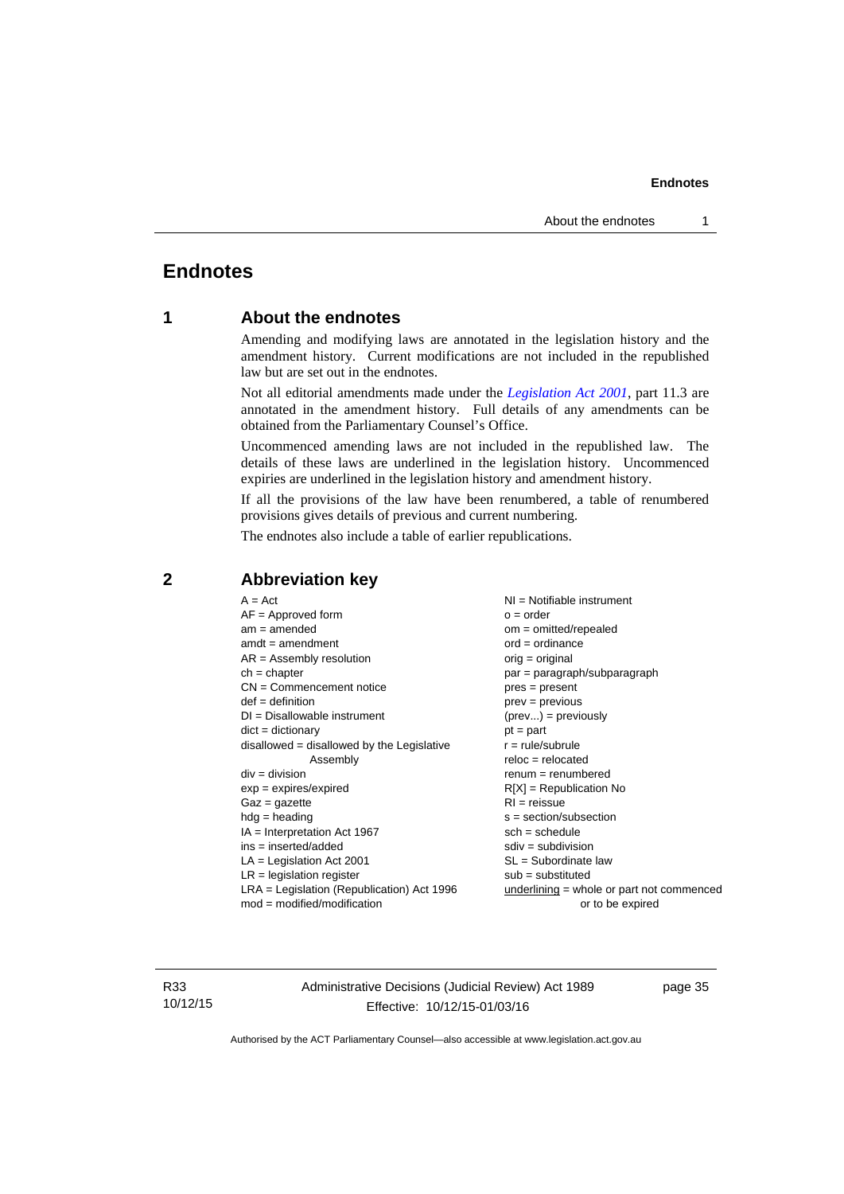# Endnotes

## 1 About the endnotes

Amending and modifying laws are annotated in the legislation history and the amendment history. Current modifications are not included in the republished law but are set out in the endnotes.

Not all editorial amendments made under the *Legislation Act 2001*, part 11.3 are annotated in the amendment history. Full details of any amendments can be obtained from the Parliamentary Counsel's Office.

Uncommenced amending laws are not included in the republished law. The details of these laws are underlined in the legislation history. Uncommenced expiries are underlined in the legislation history and amendment history.

If all the provisions of the law have been renumbered, a table of renumbered provisions gives details of previous and current numbering.

The endnotes also include a table of earlier republications.

## 2 Abbreviation key

A = Act
AF = Approved form
am = amended
amdt = amendment
AR = Assembly resolution
ch = chapter
CN = Commencement notice
def = definition
DI = Disallowable instrument
dict = dictionary
disallowed = disallowed by the Legislative Assembly
div = division
exp = expires/expired
Gaz = gazette
hdg = heading
IA = Interpretation Act 1967
ins = inserted/added
LA = Legislation Act 2001
LR = legislation register
LRA = Legislation (Republication) Act 1996
mod = modified/modification
NI = Notifiable instrument
o = order
om = omitted/repealed
ord = ordinance
orig = original
par = paragraph/subparagraph
pres = present
prev = previous
(prev...) = previously
pt = part
r = rule/subrule
reloc = relocated
renum = renumbered
R[X] = Republication No
RI = reissue
s = section/subsection
sch = schedule
sdiv = subdivision
SL = Subordinate law
sub = substituted
underlining = whole or part not commenced or to be expired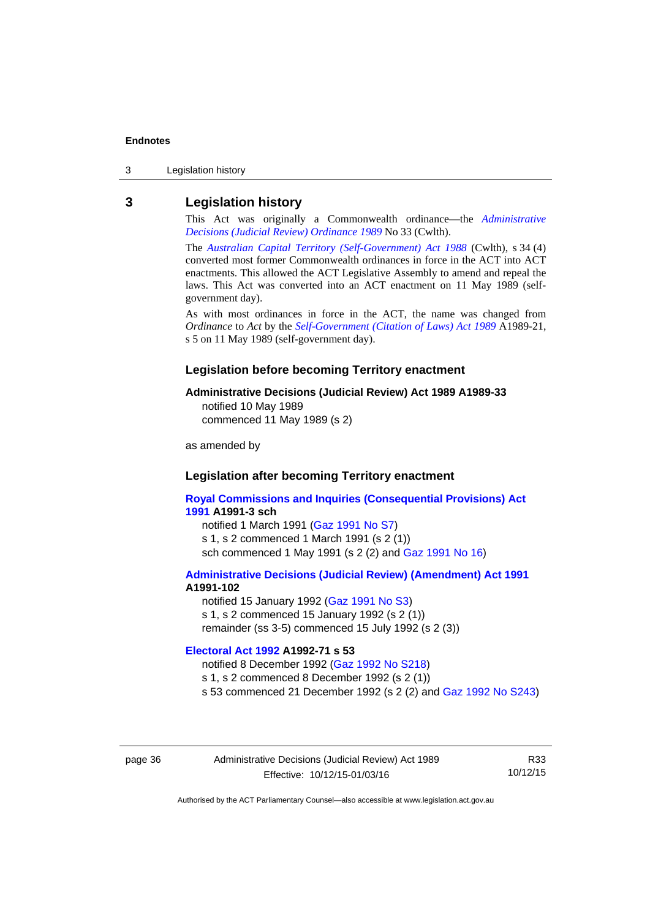## 3 Legislation history

This Act was originally a Commonwealth ordinance—the *Administrative Decisions (Judicial Review) Ordinance 1989* No 33 (Cwlth).

The *Australian Capital Territory (Self-Government) Act 1988* (Cwlth), s 34 (4) converted most former Commonwealth ordinances in force in the ACT into ACT enactments. This allowed the ACT Legislative Assembly to amend and repeal the laws. This Act was converted into an ACT enactment on 11 May 1989 (self-government day).

As with most ordinances in force in the ACT, the name was changed from *Ordinance* to *Act* by the *Self-Government (Citation of Laws) Act 1989* A1989-21, s 5 on 11 May 1989 (self-government day).

### Legislation before becoming Territory enactment

**Administrative Decisions (Judicial Review) Act 1989 A1989-33**
notified 10 May 1989
commenced 11 May 1989 (s 2)

as amended by

### Legislation after becoming Territory enactment

**Royal Commissions and Inquiries (Consequential Provisions) Act 1991 A1991-3 sch**
notified 1 March 1991 (Gaz 1991 No S7)
s 1, s 2 commenced 1 March 1991 (s 2 (1))
sch commenced 1 May 1991 (s 2 (2) and Gaz 1991 No 16)

**Administrative Decisions (Judicial Review) (Amendment) Act 1991 A1991-102**
notified 15 January 1992 (Gaz 1991 No S3)
s 1, s 2 commenced 15 January 1992 (s 2 (1))
remainder (ss 3-5) commenced 15 July 1992 (s 2 (3))

**Electoral Act 1992 A1992-71 s 53**
notified 8 December 1992 (Gaz 1992 No S218)
s 1, s 2 commenced 8 December 1992 (s 2 (1))
s 53 commenced 21 December 1992 (s 2 (2) and Gaz 1992 No S243)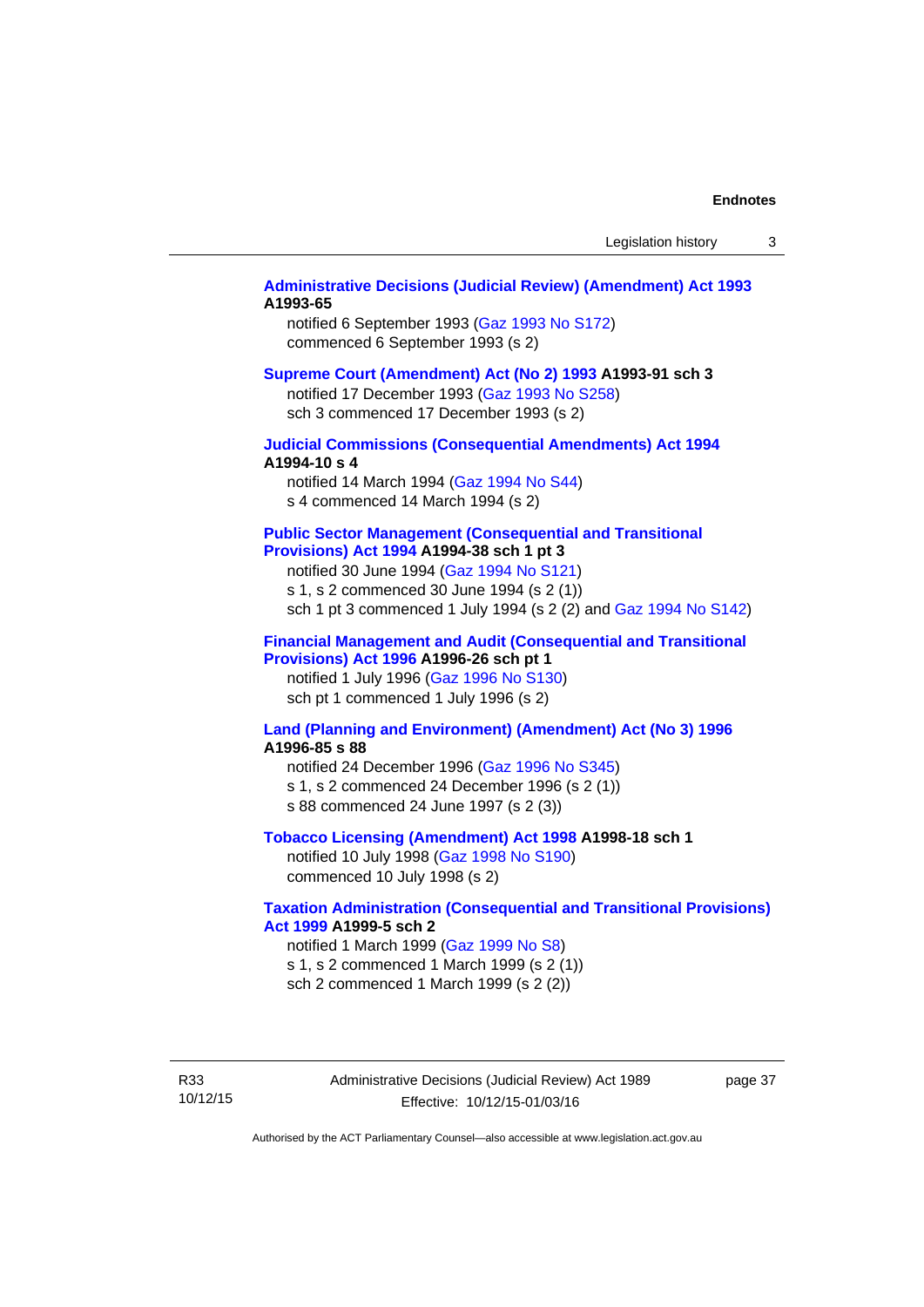**Administrative Decisions (Judicial Review) (Amendment) Act 1993 A1993-65**

notified 6 September 1993 (Gaz 1993 No S172)
commenced 6 September 1993 (s 2)

**Supreme Court (Amendment) Act (No 2) 1993 A1993-91 sch 3**

notified 17 December 1993 (Gaz 1993 No S258)
sch 3 commenced 17 December 1993 (s 2)

**Judicial Commissions (Consequential Amendments) Act 1994 A1994-10 s 4**

notified 14 March 1994 (Gaz 1994 No S44)
s 4 commenced 14 March 1994 (s 2)

**Public Sector Management (Consequential and Transitional Provisions) Act 1994 A1994-38 sch 1 pt 3**

notified 30 June 1994 (Gaz 1994 No S121)
s 1, s 2 commenced 30 June 1994 (s 2 (1))
sch 1 pt 3 commenced 1 July 1994 (s 2 (2) and Gaz 1994 No S142)

**Financial Management and Audit (Consequential and Transitional Provisions) Act 1996 A1996-26 sch pt 1**

notified 1 July 1996 (Gaz 1996 No S130)
sch pt 1 commenced 1 July 1996 (s 2)

**Land (Planning and Environment) (Amendment) Act (No 3) 1996 A1996-85 s 88**

notified 24 December 1996 (Gaz 1996 No S345)
s 1, s 2 commenced 24 December 1996 (s 2 (1))
s 88 commenced 24 June 1997 (s 2 (3))

**Tobacco Licensing (Amendment) Act 1998 A1998-18 sch 1**

notified 10 July 1998 (Gaz 1998 No S190)
commenced 10 July 1998 (s 2)

**Taxation Administration (Consequential and Transitional Provisions) Act 1999 A1999-5 sch 2**

notified 1 March 1999 (Gaz 1999 No S8)
s 1, s 2 commenced 1 March 1999 (s 2 (1))
sch 2 commenced 1 March 1999 (s 2 (2))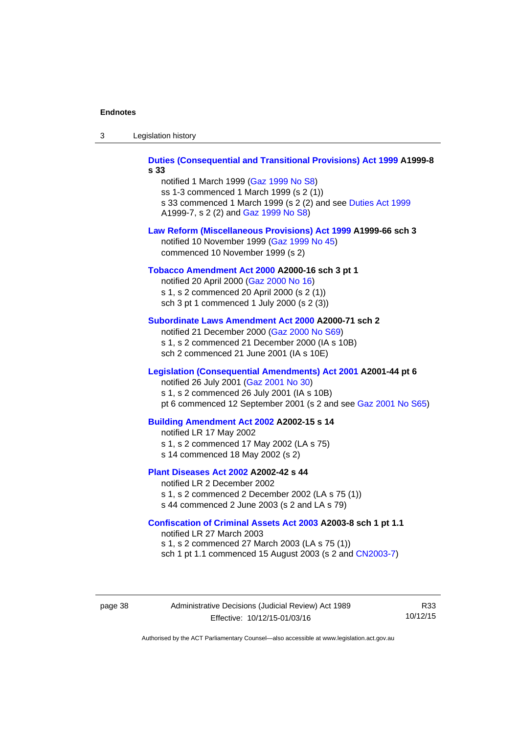**Duties (Consequential and Transitional Provisions) Act 1999 A1999-8 s 33**

notified 1 March 1999 (Gaz 1999 No S8)
ss 1-3 commenced 1 March 1999 (s 2 (1))
s 33 commenced 1 March 1999 (s 2 (2) and see Duties Act 1999 A1999-7, s 2 (2) and Gaz 1999 No S8)

**Law Reform (Miscellaneous Provisions) Act 1999 A1999-66 sch 3**

notified 10 November 1999 (Gaz 1999 No 45)
commenced 10 November 1999 (s 2)

**Tobacco Amendment Act 2000 A2000-16 sch 3 pt 1**

notified 20 April 2000 (Gaz 2000 No 16)
s 1, s 2 commenced 20 April 2000 (s 2 (1))
sch 3 pt 1 commenced 1 July 2000 (s 2 (3))

**Subordinate Laws Amendment Act 2000 A2000-71 sch 2**

notified 21 December 2000 (Gaz 2000 No S69)
s 1, s 2 commenced 21 December 2000 (IA s 10B)
sch 2 commenced 21 June 2001 (IA s 10E)

**Legislation (Consequential Amendments) Act 2001 A2001-44 pt 6**

notified 26 July 2001 (Gaz 2001 No 30)
s 1, s 2 commenced 26 July 2001 (IA s 10B)
pt 6 commenced 12 September 2001 (s 2 and see Gaz 2001 No S65)

**Building Amendment Act 2002 A2002-15 s 14**

notified LR 17 May 2002
s 1, s 2 commenced 17 May 2002 (LA s 75)
s 14 commenced 18 May 2002 (s 2)

**Plant Diseases Act 2002 A2002-42 s 44**

notified LR 2 December 2002
s 1, s 2 commenced 2 December 2002 (LA s 75 (1))
s 44 commenced 2 June 2003 (s 2 and LA s 79)

**Confiscation of Criminal Assets Act 2003 A2003-8 sch 1 pt 1.1**

notified LR 27 March 2003
s 1, s 2 commenced 27 March 2003 (LA s 75 (1))
sch 1 pt 1.1 commenced 15 August 2003 (s 2 and CN2003-7)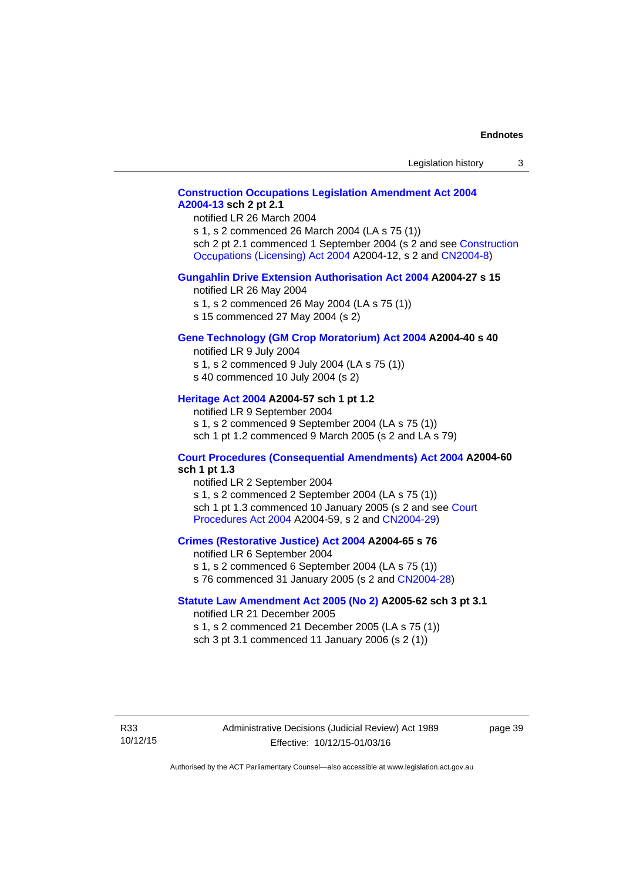**Construction Occupations Legislation Amendment Act 2004 A2004-13 sch 2 pt 2.1**

notified LR 26 March 2004

s 1, s 2 commenced 26 March 2004 (LA s 75 (1))

sch 2 pt 2.1 commenced 1 September 2004 (s 2 and see Construction Occupations (Licensing) Act 2004 A2004-12, s 2 and CN2004-8)

**Gungahlin Drive Extension Authorisation Act 2004 A2004-27 s 15**

notified LR 26 May 2004

s 1, s 2 commenced 26 May 2004 (LA s 75 (1))

s 15 commenced 27 May 2004 (s 2)

**Gene Technology (GM Crop Moratorium) Act 2004 A2004-40 s 40**

notified LR 9 July 2004

s 1, s 2 commenced 9 July 2004 (LA s 75 (1))

s 40 commenced 10 July 2004 (s 2)

**Heritage Act 2004 A2004-57 sch 1 pt 1.2**

notified LR 9 September 2004

s 1, s 2 commenced 9 September 2004 (LA s 75 (1))

sch 1 pt 1.2 commenced 9 March 2005 (s 2 and LA s 79)

**Court Procedures (Consequential Amendments) Act 2004 A2004-60 sch 1 pt 1.3**

notified LR 2 September 2004

s 1, s 2 commenced 2 September 2004 (LA s 75 (1))

sch 1 pt 1.3 commenced 10 January 2005 (s 2 and see Court Procedures Act 2004 A2004-59, s 2 and CN2004-29)

**Crimes (Restorative Justice) Act 2004 A2004-65 s 76**

notified LR 6 September 2004

s 1, s 2 commenced 6 September 2004 (LA s 75 (1))

s 76 commenced 31 January 2005 (s 2 and CN2004-28)

**Statute Law Amendment Act 2005 (No 2) A2005-62 sch 3 pt 3.1**

notified LR 21 December 2005

s 1, s 2 commenced 21 December 2005 (LA s 75 (1))

sch 3 pt 3.1 commenced 11 January 2006 (s 2 (1))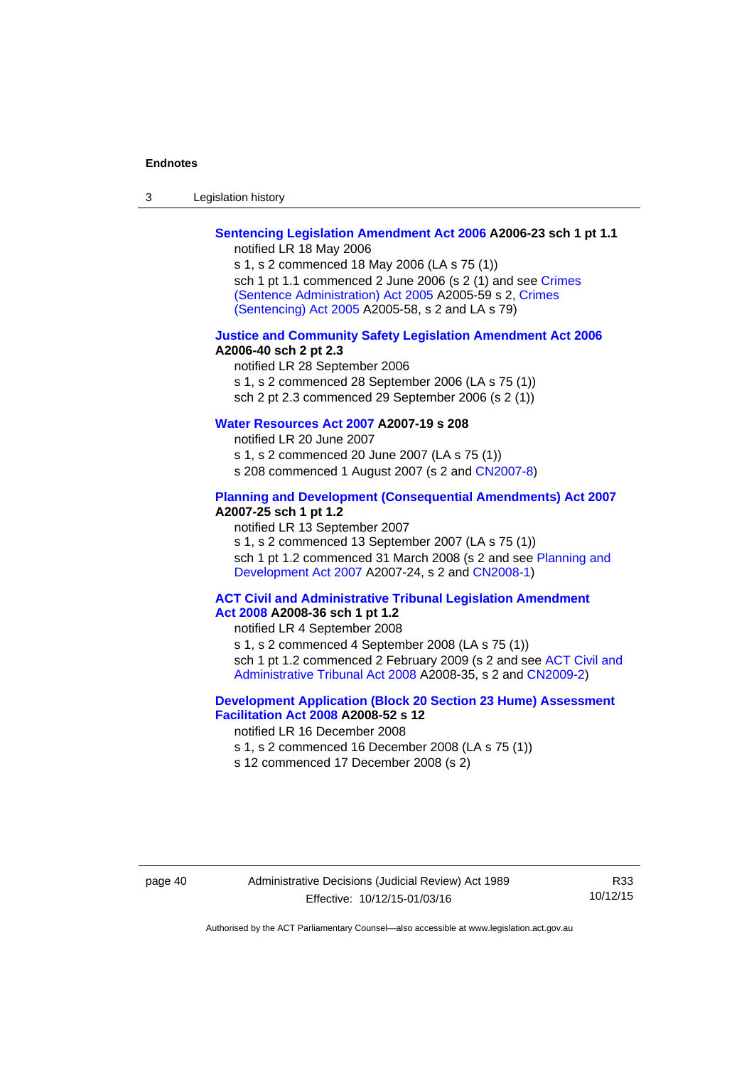**Sentencing Legislation Amendment Act 2006 A2006-23 sch 1 pt 1.1**

notified LR 18 May 2006

s 1, s 2 commenced 18 May 2006 (LA s 75 (1))

sch 1 pt 1.1 commenced 2 June 2006 (s 2 (1) and see Crimes (Sentence Administration) Act 2005 A2005-59 s 2, Crimes (Sentencing) Act 2005 A2005-58, s 2 and LA s 79)

**Justice and Community Safety Legislation Amendment Act 2006 A2006-40 sch 2 pt 2.3**

notified LR 28 September 2006

s 1, s 2 commenced 28 September 2006 (LA s 75 (1))

sch 2 pt 2.3 commenced 29 September 2006 (s 2 (1))

**Water Resources Act 2007 A2007-19 s 208**

notified LR 20 June 2007

s 1, s 2 commenced 20 June 2007 (LA s 75 (1))

s 208 commenced 1 August 2007 (s 2 and CN2007-8)

**Planning and Development (Consequential Amendments) Act 2007 A2007-25 sch 1 pt 1.2**

notified LR 13 September 2007

s 1, s 2 commenced 13 September 2007 (LA s 75 (1))

sch 1 pt 1.2 commenced 31 March 2008 (s 2 and see Planning and Development Act 2007 A2007-24, s 2 and CN2008-1)

**ACT Civil and Administrative Tribunal Legislation Amendment Act 2008 A2008-36 sch 1 pt 1.2**

notified LR 4 September 2008

s 1, s 2 commenced 4 September 2008 (LA s 75 (1))

sch 1 pt 1.2 commenced 2 February 2009 (s 2 and see ACT Civil and Administrative Tribunal Act 2008 A2008-35, s 2 and CN2009-2)

**Development Application (Block 20 Section 23 Hume) Assessment Facilitation Act 2008 A2008-52 s 12**

notified LR 16 December 2008

s 1, s 2 commenced 16 December 2008 (LA s 75 (1))

s 12 commenced 17 December 2008 (s 2)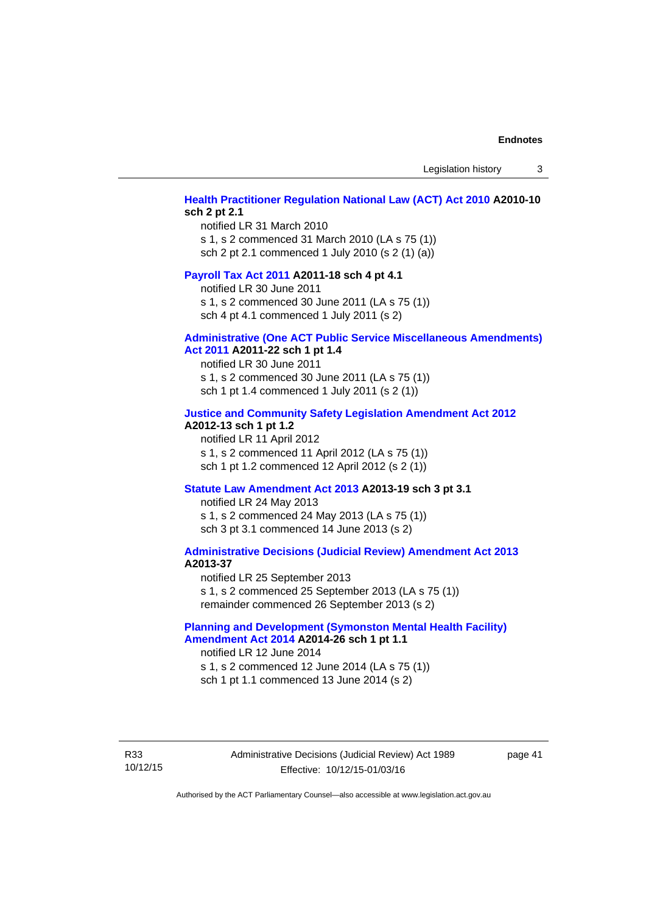**Health Practitioner Regulation National Law (ACT) Act 2010 A2010-10 sch 2 pt 2.1**

notified LR 31 March 2010
s 1, s 2 commenced 31 March 2010 (LA s 75 (1))
sch 2 pt 2.1 commenced 1 July 2010 (s 2 (1) (a))

**Payroll Tax Act 2011 A2011-18 sch 4 pt 4.1**

notified LR 30 June 2011
s 1, s 2 commenced 30 June 2011 (LA s 75 (1))
sch 4 pt 4.1 commenced 1 July 2011 (s 2)

**Administrative (One ACT Public Service Miscellaneous Amendments) Act 2011 A2011-22 sch 1 pt 1.4**

notified LR 30 June 2011
s 1, s 2 commenced 30 June 2011 (LA s 75 (1))
sch 1 pt 1.4 commenced 1 July 2011 (s 2 (1))

**Justice and Community Safety Legislation Amendment Act 2012 A2012-13 sch 1 pt 1.2**

notified LR 11 April 2012
s 1, s 2 commenced 11 April 2012 (LA s 75 (1))
sch 1 pt 1.2 commenced 12 April 2012 (s 2 (1))

**Statute Law Amendment Act 2013 A2013-19 sch 3 pt 3.1**

notified LR 24 May 2013
s 1, s 2 commenced 24 May 2013 (LA s 75 (1))
sch 3 pt 3.1 commenced 14 June 2013 (s 2)

**Administrative Decisions (Judicial Review) Amendment Act 2013 A2013-37**

notified LR 25 September 2013
s 1, s 2 commenced 25 September 2013 (LA s 75 (1))
remainder commenced 26 September 2013 (s 2)

**Planning and Development (Symonston Mental Health Facility) Amendment Act 2014 A2014-26 sch 1 pt 1.1**

notified LR 12 June 2014
s 1, s 2 commenced 12 June 2014 (LA s 75 (1))
sch 1 pt 1.1 commenced 13 June 2014 (s 2)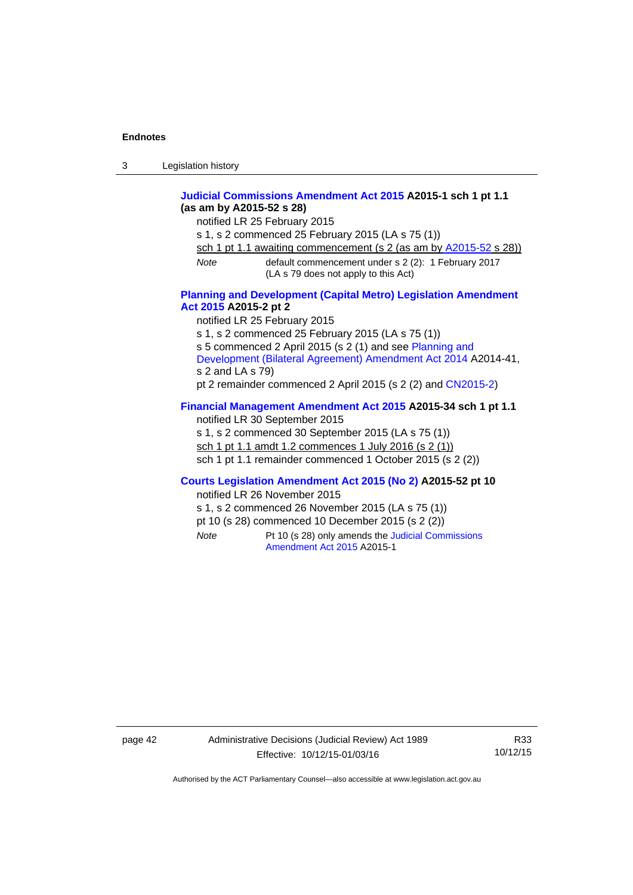**Judicial Commissions Amendment Act 2015 A2015-1 sch 1 pt 1.1 (as am by A2015-52 s 28)**

notified LR 25 February 2015

s 1, s 2 commenced 25 February 2015 (LA s 75 (1))

sch 1 pt 1.1 awaiting commencement (s 2 (as am by A2015-52 s 28))

*Note* default commencement under s 2 (2): 1 February 2017 (LA s 79 does not apply to this Act)

**Planning and Development (Capital Metro) Legislation Amendment Act 2015 A2015-2 pt 2**

notified LR 25 February 2015

s 1, s 2 commenced 25 February 2015 (LA s 75 (1))

s 5 commenced 2 April 2015 (s 2 (1) and see Planning and Development (Bilateral Agreement) Amendment Act 2014 A2014-41, s 2 and LA s 79)

pt 2 remainder commenced 2 April 2015 (s 2 (2) and CN2015-2)

**Financial Management Amendment Act 2015 A2015-34 sch 1 pt 1.1**

notified LR 30 September 2015

s 1, s 2 commenced 30 September 2015 (LA s 75 (1))

sch 1 pt 1.1 amdt 1.2 commences 1 July 2016 (s 2 (1))

sch 1 pt 1.1 remainder commenced 1 October 2015 (s 2 (2))

**Courts Legislation Amendment Act 2015 (No 2) A2015-52 pt 10**

notified LR 26 November 2015

s 1, s 2 commenced 26 November 2015 (LA s 75 (1))

pt 10 (s 28) commenced 10 December 2015 (s 2 (2))

*Note* Pt 10 (s 28) only amends the Judicial Commissions Amendment Act 2015 A2015-1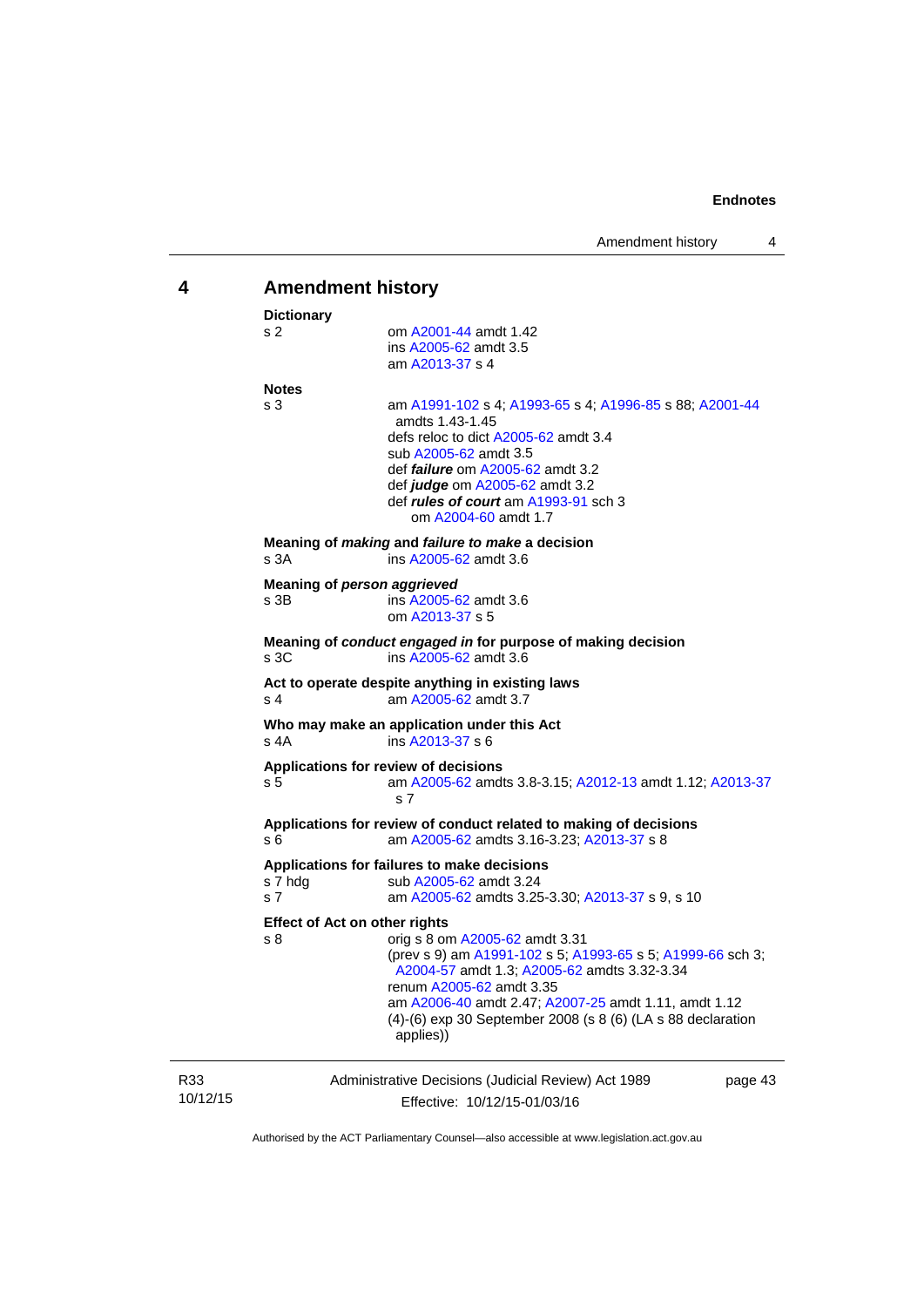## 4 Amendment history

**Dictionary**

s 2 — om A2001-44 amdt 1.42
ins A2005-62 amdt 3.5
am A2013-37 s 4

**Notes**

s 3 — am A1991-102 s 4; A1993-65 s 4; A1996-85 s 88; A2001-44 amdts 1.43-1.45
defs reloc to dict A2005-62 amdt 3.4
sub A2005-62 amdt 3.5
def ***failure*** om A2005-62 amdt 3.2
def ***judge*** om A2005-62 amdt 3.2
def ***rules of court*** am A1993-91 sch 3
om A2004-60 amdt 1.7

**Meaning of *making* and *failure to make* a decision**

s 3A — ins A2005-62 amdt 3.6

**Meaning of *person aggrieved***

s 3B — ins A2005-62 amdt 3.6
om A2013-37 s 5

**Meaning of *conduct engaged in* for purpose of making decision**

s 3C — ins A2005-62 amdt 3.6

**Act to operate despite anything in existing laws**

s 4 — am A2005-62 amdt 3.7

**Who may make an application under this Act**

s 4A — ins A2013-37 s 6

**Applications for review of decisions**

s 5 — am A2005-62 amdts 3.8-3.15; A2012-13 amdt 1.12; A2013-37 s 7

**Applications for review of conduct related to making of decisions**

s 6 — am A2005-62 amdts 3.16-3.23; A2013-37 s 8

**Applications for failures to make decisions**

s 7 hdg — sub A2005-62 amdt 3.24

s 7 — am A2005-62 amdts 3.25-3.30; A2013-37 s 9, s 10

**Effect of Act on other rights**

s 8 — orig s 8 om A2005-62 amdt 3.31
(prev s 9) am A1991-102 s 5; A1993-65 s 5; A1999-66 sch 3; A2004-57 amdt 1.3; A2005-62 amdts 3.32-3.34
renum A2005-62 amdt 3.35
am A2006-40 amdt 2.47; A2007-25 amdt 1.11, amdt 1.12
(4)-(6) exp 30 September 2008 (s 8 (6) (LA s 88 declaration applies))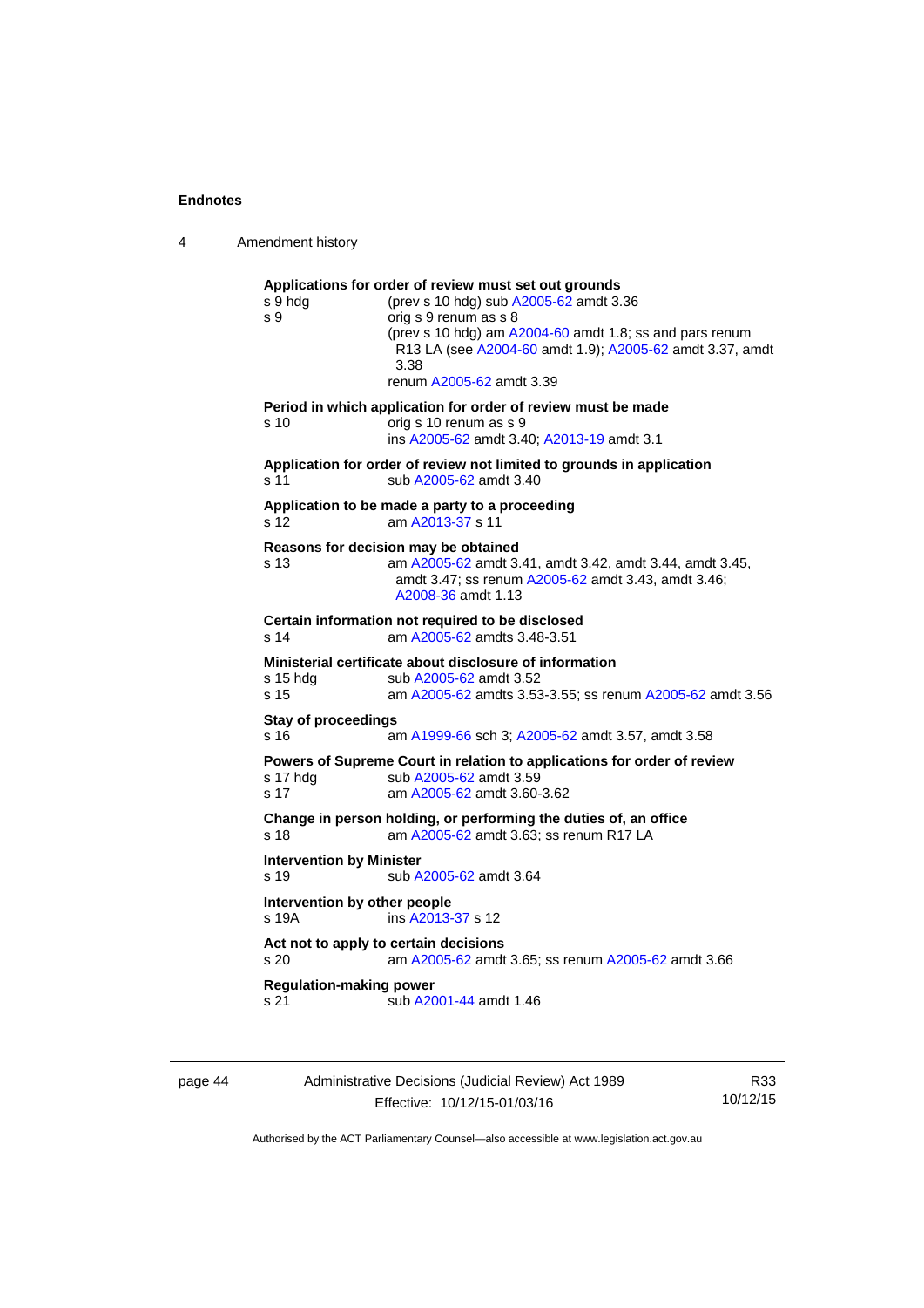**Applications for order of review must set out grounds**

s 9 hdg (prev s 10 hdg) sub A2005-62 amdt 3.36

s 9 orig s 9 renum as s 8
(prev s 10 hdg) am A2004-60 amdt 1.8; ss and pars renum R13 LA (see A2004-60 amdt 1.9); A2005-62 amdt 3.37, amdt 3.38
renum A2005-62 amdt 3.39

**Period in which application for order of review must be made**

s 10 orig s 10 renum as s 9
ins A2005-62 amdt 3.40; A2013-19 amdt 3.1

**Application for order of review not limited to grounds in application**

s 11 sub A2005-62 amdt 3.40

**Application to be made a party to a proceeding**

s 12 am A2013-37 s 11

**Reasons for decision may be obtained**

s 13 am A2005-62 amdt 3.41, amdt 3.42, amdt 3.44, amdt 3.45, amdt 3.47; ss renum A2005-62 amdt 3.43, amdt 3.46; A2008-36 amdt 1.13

**Certain information not required to be disclosed**

s 14 am A2005-62 amdts 3.48-3.51

**Ministerial certificate about disclosure of information**

s 15 hdg sub A2005-62 amdt 3.52

s 15 am A2005-62 amdts 3.53-3.55; ss renum A2005-62 amdt 3.56

**Stay of proceedings**

s 16 am A1999-66 sch 3; A2005-62 amdt 3.57, amdt 3.58

**Powers of Supreme Court in relation to applications for order of review**

s 17 hdg sub A2005-62 amdt 3.59

s 17 am A2005-62 amdt 3.60-3.62

**Change in person holding, or performing the duties of, an office**

s 18 am A2005-62 amdt 3.63; ss renum R17 LA

**Intervention by Minister**

s 19 sub A2005-62 amdt 3.64

**Intervention by other people**

s 19A ins A2013-37 s 12

**Act not to apply to certain decisions**

s 20 am A2005-62 amdt 3.65; ss renum A2005-62 amdt 3.66

**Regulation-making power**

s 21 sub A2001-44 amdt 1.46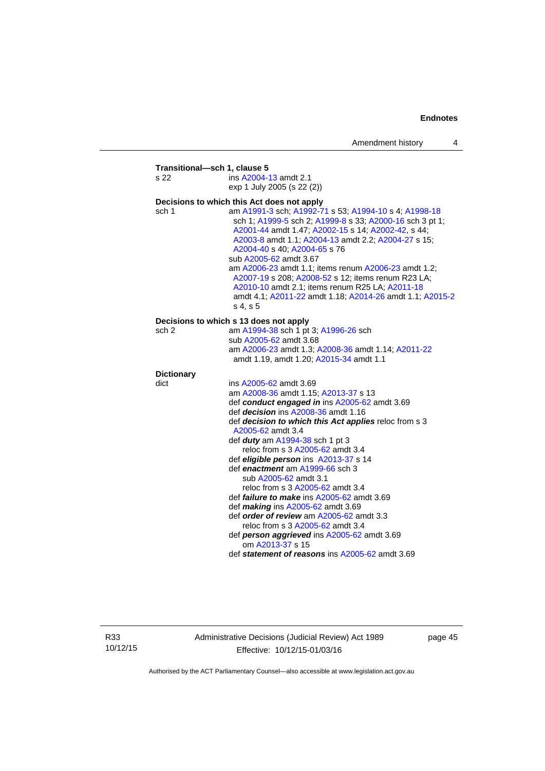**Transitional—sch 1, clause 5**

s 22 ins A2004-13 amdt 2.1
exp 1 July 2005 (s 22 (2))

**Decisions to which this Act does not apply**

sch 1 am A1991-3 sch; A1992-71 s 53; A1994-10 s 4; A1998-18 sch 1; A1999-5 sch 2; A1999-8 s 33; A2000-16 sch 3 pt 1; A2001-44 amdt 1.47; A2002-15 s 14; A2002-42, s 44; A2003-8 amdt 1.1; A2004-13 amdt 2.2; A2004-27 s 15; A2004-40 s 40; A2004-65 s 76
sub A2005-62 amdt 3.67
am A2006-23 amdt 1.1; items renum A2006-23 amdt 1.2; A2007-19 s 208; A2008-52 s 12; items renum R23 LA; A2010-10 amdt 2.1; items renum R25 LA; A2011-18 amdt 4.1; A2011-22 amdt 1.18; A2014-26 amdt 1.1; A2015-2 s 4, s 5

**Decisions to which s 13 does not apply**

sch 2 am A1994-38 sch 1 pt 3; A1996-26 sch
sub A2005-62 amdt 3.68
am A2006-23 amdt 1.3; A2008-36 amdt 1.14; A2011-22 amdt 1.19, amdt 1.20; A2015-34 amdt 1.1

**Dictionary**

dict ins A2005-62 amdt 3.69
am A2008-36 amdt 1.15; A2013-37 s 13
def ***conduct engaged in*** ins A2005-62 amdt 3.69
def ***decision*** ins A2008-36 amdt 1.16
def ***decision to which this Act applies*** reloc from s 3 A2005-62 amdt 3.4
def ***duty*** am A1994-38 sch 1 pt 3
  reloc from s 3 A2005-62 amdt 3.4
def ***eligible person*** ins A2013-37 s 14
def ***enactment*** am A1999-66 sch 3
  sub A2005-62 amdt 3.1
  reloc from s 3 A2005-62 amdt 3.4
def ***failure to make*** ins A2005-62 amdt 3.69
def ***making*** ins A2005-62 amdt 3.69
def ***order of review*** am A2005-62 amdt 3.3
  reloc from s 3 A2005-62 amdt 3.4
def ***person aggrieved*** ins A2005-62 amdt 3.69
  om A2013-37 s 15
def ***statement of reasons*** ins A2005-62 amdt 3.69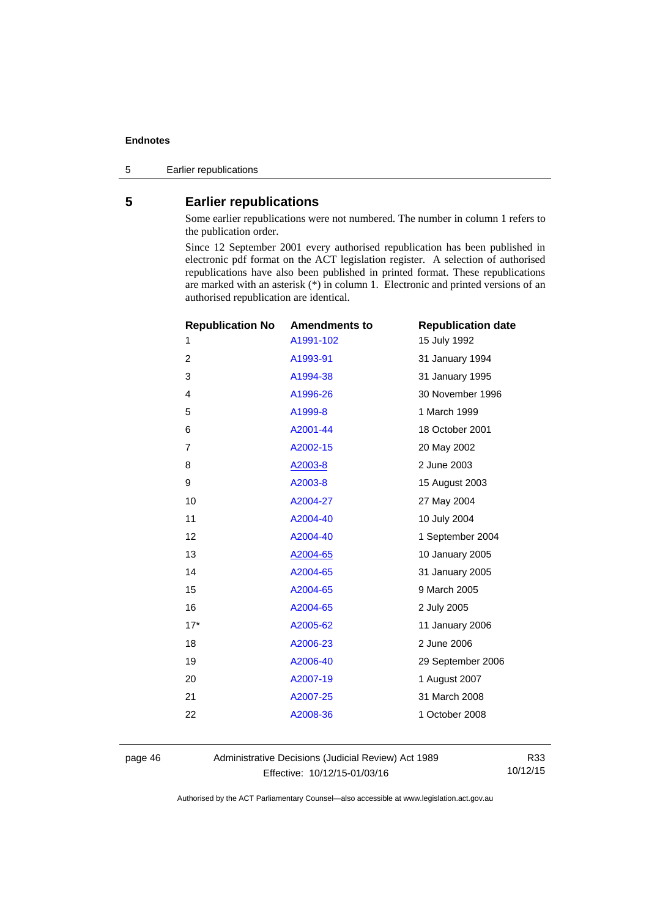## 5 Earlier republications

Some earlier republications were not numbered. The number in column 1 refers to the publication order.

Since 12 September 2001 every authorised republication has been published in electronic pdf format on the ACT legislation register. A selection of authorised republications have also been published in printed format. These republications are marked with an asterisk (*) in column 1. Electronic and printed versions of an authorised republication are identical.

| Republication No | Amendments to | Republication date |
|---|---|---|
| 1 | A1991-102 | 15 July 1992 |
| 2 | A1993-91 | 31 January 1994 |
| 3 | A1994-38 | 31 January 1995 |
| 4 | A1996-26 | 30 November 1996 |
| 5 | A1999-8 | 1 March 1999 |
| 6 | A2001-44 | 18 October 2001 |
| 7 | A2002-15 | 20 May 2002 |
| 8 | A2003-8 | 2 June 2003 |
| 9 | A2003-8 | 15 August 2003 |
| 10 | A2004-27 | 27 May 2004 |
| 11 | A2004-40 | 10 July 2004 |
| 12 | A2004-40 | 1 September 2004 |
| 13 | A2004-65 | 10 January 2005 |
| 14 | A2004-65 | 31 January 2005 |
| 15 | A2004-65 | 9 March 2005 |
| 16 | A2004-65 | 2 July 2005 |
| 17* | A2005-62 | 11 January 2006 |
| 18 | A2006-23 | 2 June 2006 |
| 19 | A2006-40 | 29 September 2006 |
| 20 | A2007-19 | 1 August 2007 |
| 21 | A2007-25 | 31 March 2008 |
| 22 | A2008-36 | 1 October 2008 |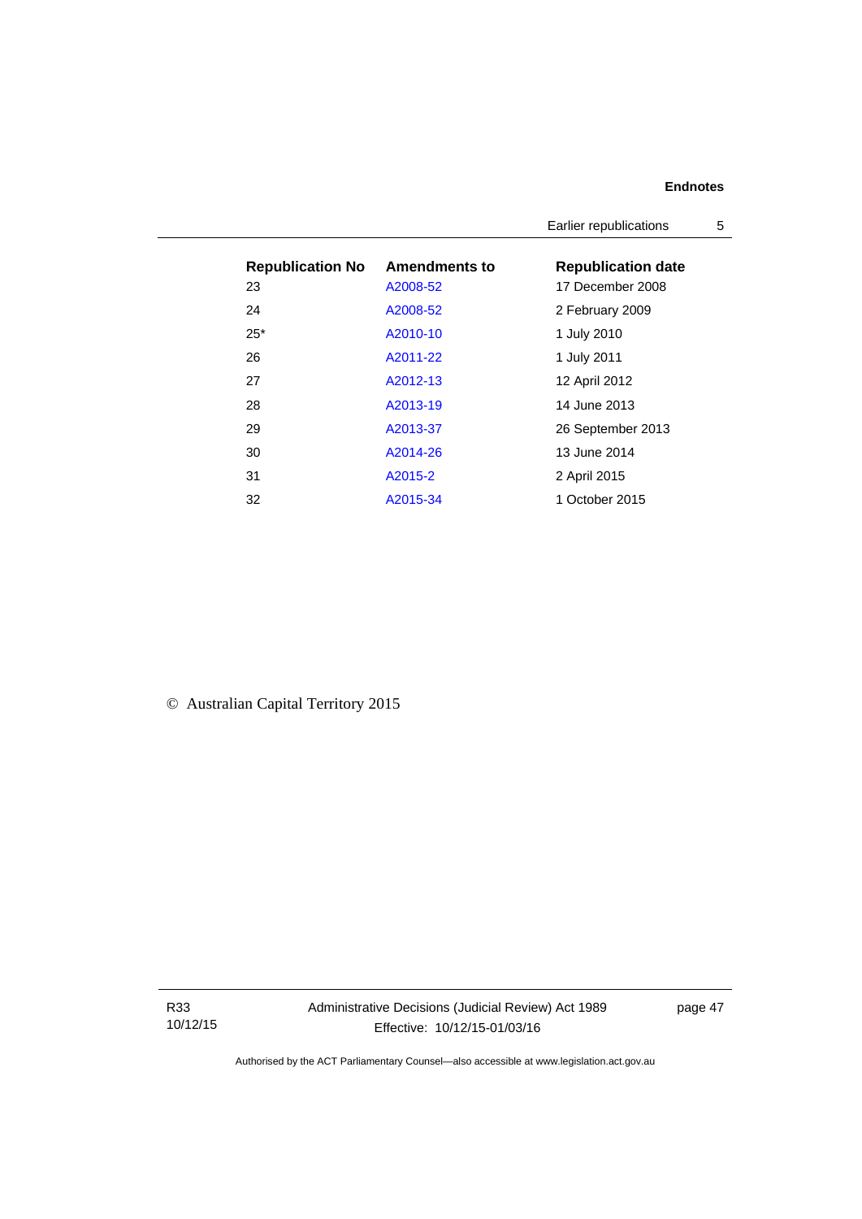| Republication No | Amendments to | Republication date |
| --- | --- | --- |
| 23 | A2008-52 | 17 December 2008 |
| 24 | A2008-52 | 2 February 2009 |
| 25* | A2010-10 | 1 July 2010 |
| 26 | A2011-22 | 1 July 2011 |
| 27 | A2012-13 | 12 April 2012 |
| 28 | A2013-19 | 14 June 2013 |
| 29 | A2013-37 | 26 September 2013 |
| 30 | A2014-26 | 13 June 2014 |
| 31 | A2015-2 | 2 April 2015 |
| 32 | A2015-34 | 1 October 2015 |

© Australian Capital Territory 2015